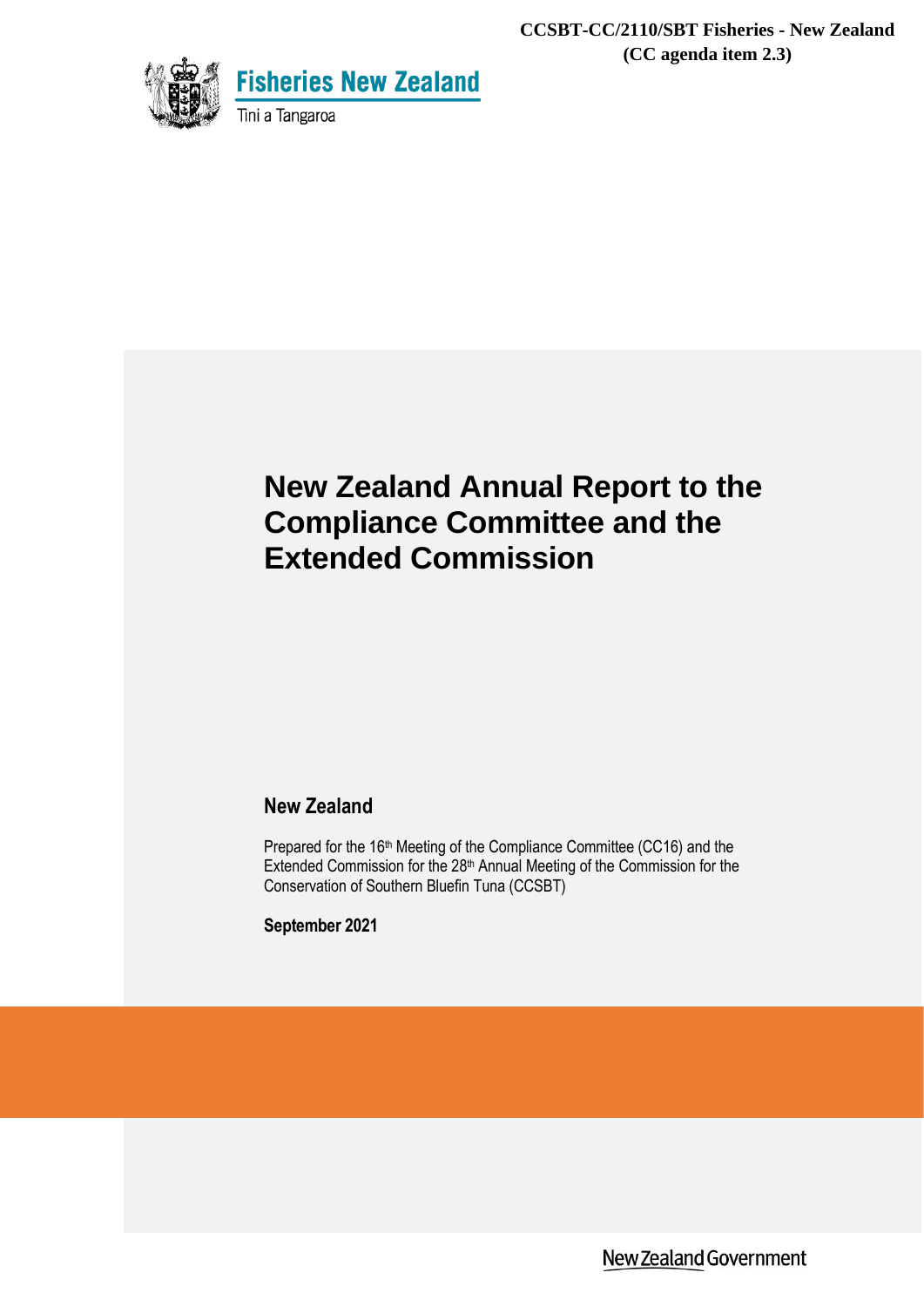**CCSBT-CC/2110/SBT Fisheries - New Zealand**
**(CC agenda item 2.3)**

Fisheries New Zealand

Tini a Tangaroa

# New Zealand Annual Report to the Compliance Committee and the Extended Commission

## New Zealand

Prepared for the 16th Meeting of the Compliance Committee (CC16) and the Extended Commission for the 28th Annual Meeting of the Commission for the Conservation of Southern Bluefin Tuna (CCSBT)

**September 2021**

New Zealand Government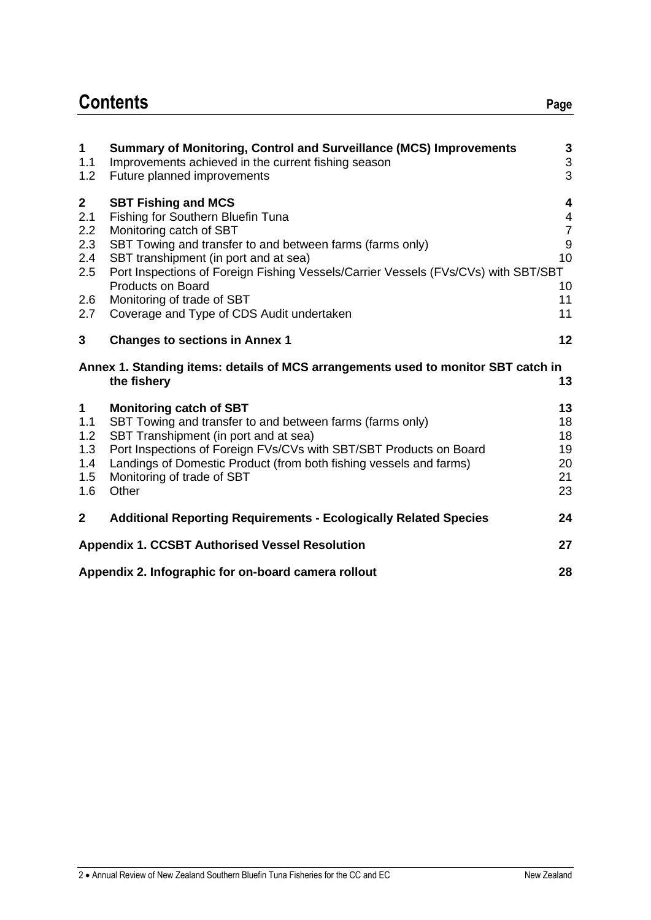# Contents

| | | Page |
|---|---|---|
| **1** | **Summary of Monitoring, Control and Surveillance (MCS) Improvements** | **3** |
| 1.1 | Improvements achieved in the current fishing season | 3 |
| 1.2 | Future planned improvements | 3 |
| **2** | **SBT Fishing and MCS** | **4** |
| 2.1 | Fishing for Southern Bluefin Tuna | 4 |
| 2.2 | Monitoring catch of SBT | 7 |
| 2.3 | SBT Towing and transfer to and between farms (farms only) | 9 |
| 2.4 | SBT transhipment (in port and at sea) | 10 |
| 2.5 | Port Inspections of Foreign Fishing Vessels/Carrier Vessels (FVs/CVs) with SBT/SBT Products on Board | 10 |
| 2.6 | Monitoring of trade of SBT | 11 |
| 2.7 | Coverage and Type of CDS Audit undertaken | 11 |
| **3** | **Changes to sections in Annex 1** | **12** |
| | **Annex 1. Standing items: details of MCS arrangements used to monitor SBT catch in the fishery** | **13** |
| **1** | **Monitoring catch of SBT** | **13** |
| 1.1 | SBT Towing and transfer to and between farms (farms only) | 18 |
| 1.2 | SBT Transhipment (in port and at sea) | 18 |
| 1.3 | Port Inspections of Foreign FVs/CVs with SBT/SBT Products on Board | 19 |
| 1.4 | Landings of Domestic Product (from both fishing vessels and farms) | 20 |
| 1.5 | Monitoring of trade of SBT | 21 |
| 1.6 | Other | 23 |
| **2** | **Additional Reporting Requirements - Ecologically Related Species** | **24** |
| | **Appendix 1. CCSBT Authorised Vessel Resolution** | **27** |
| | **Appendix 2. Infographic for on-board camera rollout** | **28** |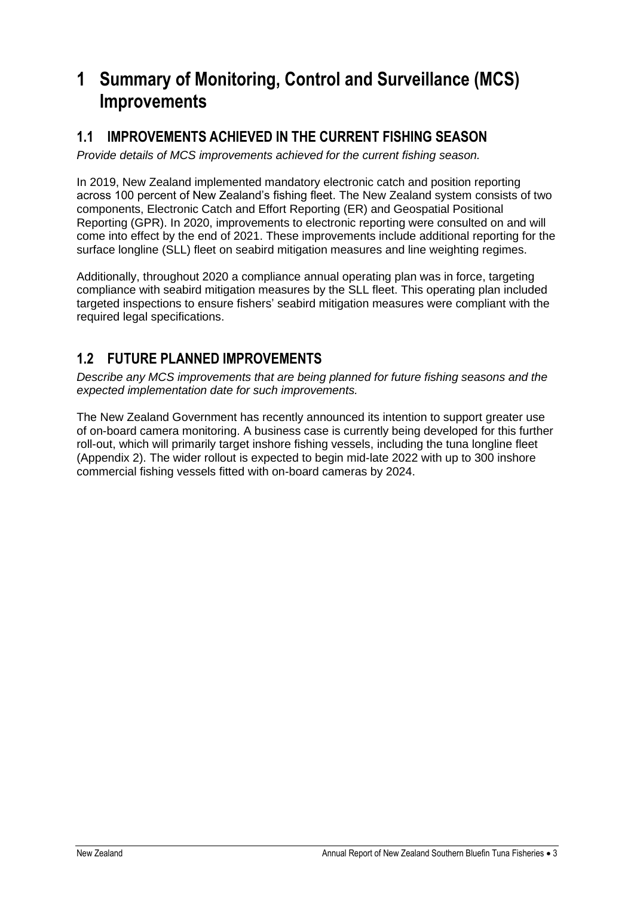# 1 Summary of Monitoring, Control and Surveillance (MCS) Improvements

## 1.1 IMPROVEMENTS ACHIEVED IN THE CURRENT FISHING SEASON

*Provide details of MCS improvements achieved for the current fishing season.*

In 2019, New Zealand implemented mandatory electronic catch and position reporting across 100 percent of New Zealand's fishing fleet. The New Zealand system consists of two components, Electronic Catch and Effort Reporting (ER) and Geospatial Positional Reporting (GPR). In 2020, improvements to electronic reporting were consulted on and will come into effect by the end of 2021. These improvements include additional reporting for the surface longline (SLL) fleet on seabird mitigation measures and line weighting regimes.

Additionally, throughout 2020 a compliance annual operating plan was in force, targeting compliance with seabird mitigation measures by the SLL fleet. This operating plan included targeted inspections to ensure fishers' seabird mitigation measures were compliant with the required legal specifications.

## 1.2 FUTURE PLANNED IMPROVEMENTS

*Describe any MCS improvements that are being planned for future fishing seasons and the expected implementation date for such improvements.*

The New Zealand Government has recently announced its intention to support greater use of on-board camera monitoring. A business case is currently being developed for this further roll-out, which will primarily target inshore fishing vessels, including the tuna longline fleet (Appendix 2). The wider rollout is expected to begin mid-late 2022 with up to 300 inshore commercial fishing vessels fitted with on-board cameras by 2024.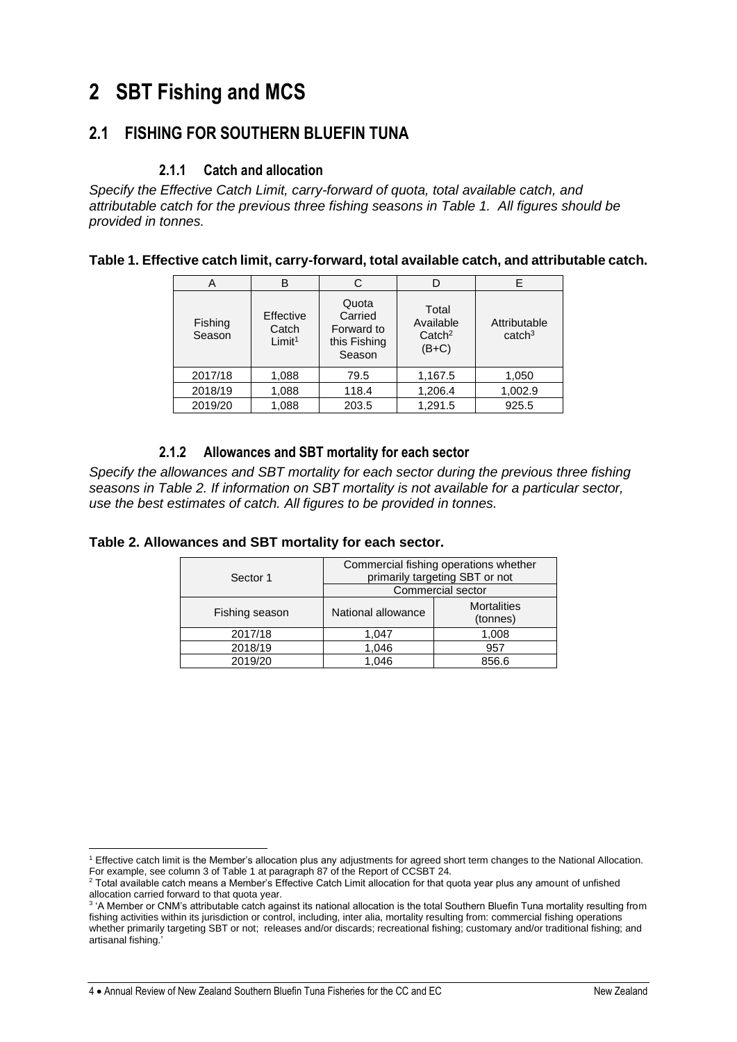# 2 SBT Fishing and MCS

## 2.1 FISHING FOR SOUTHERN BLUEFIN TUNA

### 2.1.1 Catch and allocation

*Specify the Effective Catch Limit, carry-forward of quota, total available catch, and attributable catch for the previous three fishing seasons in Table 1. All figures should be provided in tonnes.*

**Table 1. Effective catch limit, carry-forward, total available catch, and attributable catch.**

| A | B | C | D | E |
|---|---|---|---|---|
| Fishing Season | Effective Catch Limit[1] | Quota Carried Forward to this Fishing Season | Total Available Catch[2] (B+C) | Attributable catch[3] |
| 2017/18 | 1,088 | 79.5 | 1,167.5 | 1,050 |
| 2018/19 | 1,088 | 118.4 | 1,206.4 | 1,002.9 |
| 2019/20 | 1,088 | 203.5 | 1,291.5 | 925.5 |

### 2.1.2 Allowances and SBT mortality for each sector

*Specify the allowances and SBT mortality for each sector during the previous three fishing seasons in Table 2. If information on SBT mortality is not available for a particular sector, use the best estimates of catch. All figures to be provided in tonnes.*

**Table 2. Allowances and SBT mortality for each sector.**

| Sector 1 | Commercial fishing operations whether primarily targeting SBT or not | |
|---|---|---|
| | Commercial sector | |
| Fishing season | National allowance | Mortalities (tonnes) |
| 2017/18 | 1,047 | 1,008 |
| 2018/19 | 1,046 | 957 |
| 2019/20 | 1,046 | 856.6 |

[1] Effective catch limit is the Member's allocation plus any adjustments for agreed short term changes to the National Allocation. For example, see column 3 of Table 1 at paragraph 87 of the Report of CCSBT 24.

[2] Total available catch means a Member's Effective Catch Limit allocation for that quota year plus any amount of unfished allocation carried forward to that quota year.

[3] 'A Member or CNM's attributable catch against its national allocation is the total Southern Bluefin Tuna mortality resulting from fishing activities within its jurisdiction or control, including, inter alia, mortality resulting from: commercial fishing operations whether primarily targeting SBT or not; releases and/or discards; recreational fishing; customary and/or traditional fishing; and artisanal fishing.'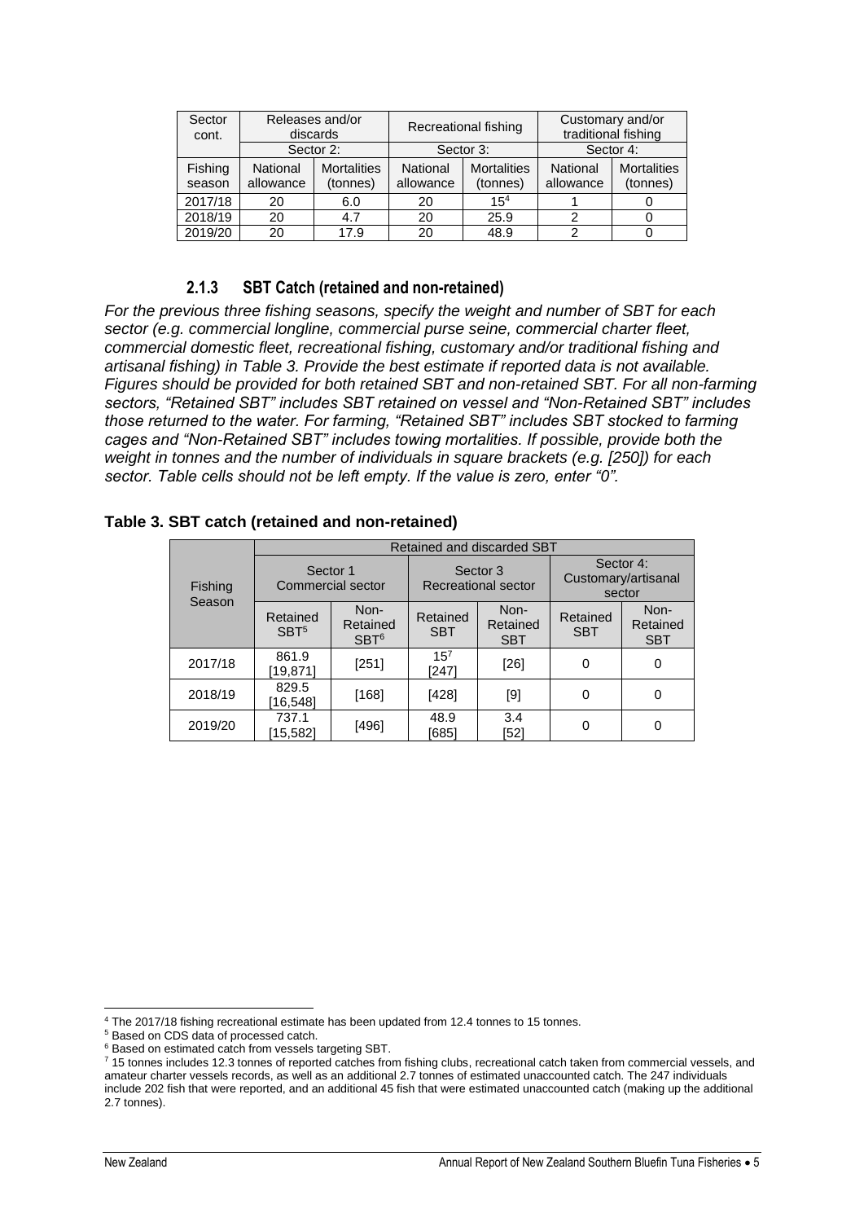| Sector cont. | Releases and/or discards | | Recreational fishing | | Customary and/or traditional fishing | |
|---|---|---|---|---|---|---|
| | Sector 2: | | Sector 3: | | Sector 4: | |
| Fishing season | National allowance | Mortalities (tonnes) | National allowance | Mortalities (tonnes) | National allowance | Mortalities (tonnes) |
| 2017/18 | 20 | 6.0 | 20 | 15[4] | 1 | 0 |
| 2018/19 | 20 | 4.7 | 20 | 25.9 | 2 | 0 |
| 2019/20 | 20 | 17.9 | 20 | 48.9 | 2 | 0 |

### 2.1.3 SBT Catch (retained and non-retained)

*For the previous three fishing seasons, specify the weight and number of SBT for each sector (e.g. commercial longline, commercial purse seine, commercial charter fleet, commercial domestic fleet, recreational fishing, customary and/or traditional fishing and artisanal fishing) in Table 3. Provide the best estimate if reported data is not available. Figures should be provided for both retained SBT and non-retained SBT. For all non-farming sectors, "Retained SBT" includes SBT retained on vessel and "Non-Retained SBT" includes those returned to the water. For farming, "Retained SBT" includes SBT stocked to farming cages and "Non-Retained SBT" includes towing mortalities. If possible, provide both the weight in tonnes and the number of individuals in square brackets (e.g. [250]) for each sector. Table cells should not be left empty. If the value is zero, enter "0".*

**Table 3. SBT catch (retained and non-retained)**

| Fishing Season | Retained and discarded SBT | | | | | |
|---|---|---|---|---|---|---|
| | Sector 1 Commercial sector | | Sector 3 Recreational sector | | Sector 4: Customary/artisanal sector | |
| | Retained SBT[5] | Non-Retained SBT[6] | Retained SBT | Non-Retained SBT | Retained SBT | Non-Retained SBT |
| 2017/18 | 861.9 [19,871] | [251] | 15[7] [247] | [26] | 0 | 0 |
| 2018/19 | 829.5 [16,548] | [168] | [428] | [9] | 0 | 0 |
| 2019/20 | 737.1 [15,582] | [496] | 48.9 [685] | 3.4 [52] | 0 | 0 |

[4] The 2017/18 fishing recreational estimate has been updated from 12.4 tonnes to 15 tonnes.

[5] Based on CDS data of processed catch.

[6] Based on estimated catch from vessels targeting SBT.

[7] 15 tonnes includes 12.3 tonnes of reported catches from fishing clubs, recreational catch taken from commercial vessels, and amateur charter vessels records, as well as an additional 2.7 tonnes of estimated unaccounted catch. The 247 individuals include 202 fish that were reported, and an additional 45 fish that were estimated unaccounted catch (making up the additional 2.7 tonnes).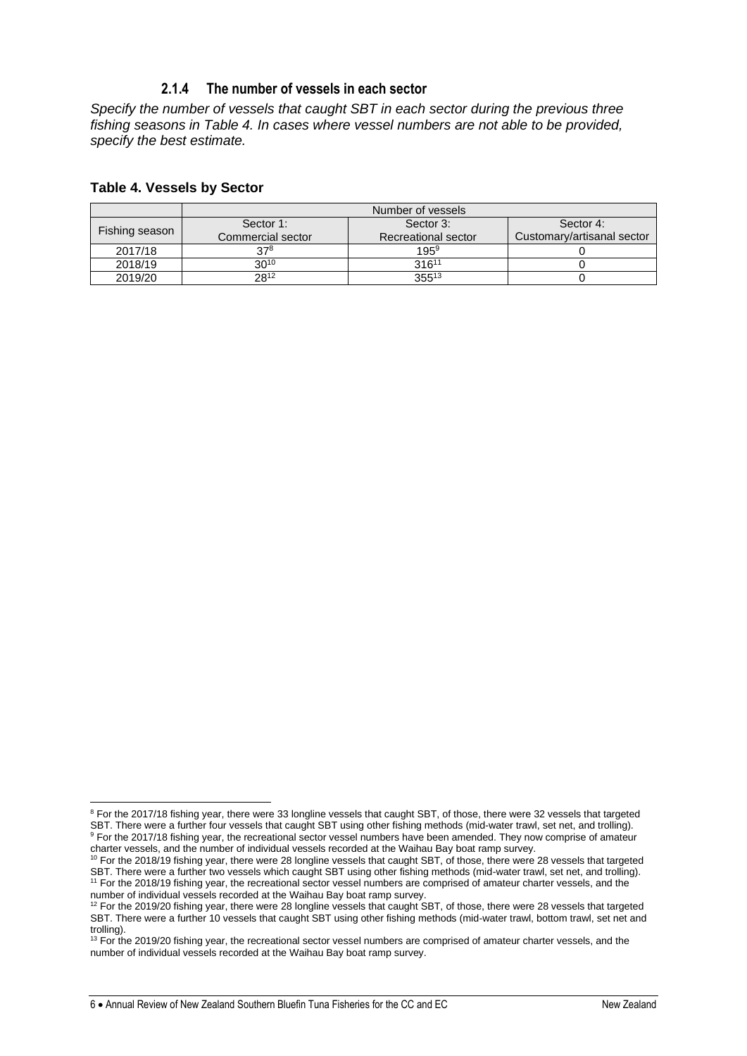### 2.1.4 The number of vessels in each sector

*Specify the number of vessels that caught SBT in each sector during the previous three fishing seasons in Table 4. In cases where vessel numbers are not able to be provided, specify the best estimate.*

**Table 4. Vessels by Sector**

| Fishing season | Number of vessels | | |
|---|---|---|---|
| | Sector 1: Commercial sector | Sector 3: Recreational sector | Sector 4: Customary/artisanal sector |
| 2017/18 | 37[8] | 195[9] | 0 |
| 2018/19 | 30[10] | 316[11] | 0 |
| 2019/20 | 28[12] | 355[13] | 0 |

---

[8] For the 2017/18 fishing year, there were 33 longline vessels that caught SBT, of those, there were 32 vessels that targeted SBT. There were a further four vessels that caught SBT using other fishing methods (mid-water trawl, set net, and trolling).

[9] For the 2017/18 fishing year, the recreational sector vessel numbers have been amended. They now comprise of amateur charter vessels, and the number of individual vessels recorded at the Waihau Bay boat ramp survey.

[10] For the 2018/19 fishing year, there were 28 longline vessels that caught SBT, of those, there were 28 vessels that targeted SBT. There were a further two vessels which caught SBT using other fishing methods (mid-water trawl, set net, and trolling).

[11] For the 2018/19 fishing year, the recreational sector vessel numbers are comprised of amateur charter vessels, and the number of individual vessels recorded at the Waihau Bay boat ramp survey.

[12] For the 2019/20 fishing year, there were 28 longline vessels that caught SBT, of those, there were 28 vessels that targeted SBT. There were a further 10 vessels that caught SBT using other fishing methods (mid-water trawl, bottom trawl, set net and trolling).

[13] For the 2019/20 fishing year, the recreational sector vessel numbers are comprised of amateur charter vessels, and the number of individual vessels recorded at the Waihau Bay boat ramp survey.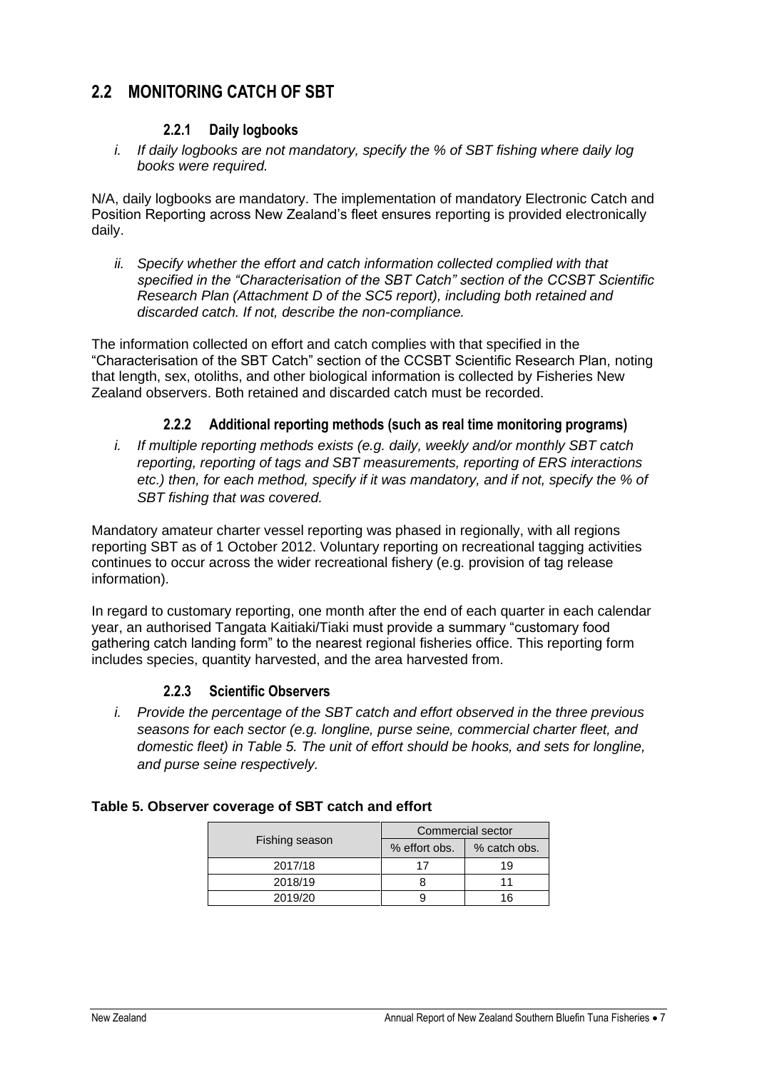## 2.2 MONITORING CATCH OF SBT

### 2.2.1 Daily logbooks

*i. If daily logbooks are not mandatory, specify the % of SBT fishing where daily log books were required.*

N/A, daily logbooks are mandatory. The implementation of mandatory Electronic Catch and Position Reporting across New Zealand's fleet ensures reporting is provided electronically daily.

*ii. Specify whether the effort and catch information collected complied with that specified in the "Characterisation of the SBT Catch" section of the CCSBT Scientific Research Plan (Attachment D of the SC5 report), including both retained and discarded catch. If not, describe the non-compliance.*

The information collected on effort and catch complies with that specified in the "Characterisation of the SBT Catch" section of the CCSBT Scientific Research Plan, noting that length, sex, otoliths, and other biological information is collected by Fisheries New Zealand observers. Both retained and discarded catch must be recorded.

### 2.2.2 Additional reporting methods (such as real time monitoring programs)

*i. If multiple reporting methods exists (e.g. daily, weekly and/or monthly SBT catch reporting, reporting of tags and SBT measurements, reporting of ERS interactions etc.) then, for each method, specify if it was mandatory, and if not, specify the % of SBT fishing that was covered.*

Mandatory amateur charter vessel reporting was phased in regionally, with all regions reporting SBT as of 1 October 2012. Voluntary reporting on recreational tagging activities continues to occur across the wider recreational fishery (e.g. provision of tag release information).

In regard to customary reporting, one month after the end of each quarter in each calendar year, an authorised Tangata Kaitiaki/Tiaki must provide a summary "customary food gathering catch landing form" to the nearest regional fisheries office. This reporting form includes species, quantity harvested, and the area harvested from.

### 2.2.3 Scientific Observers

*i. Provide the percentage of the SBT catch and effort observed in the three previous seasons for each sector (e.g. longline, purse seine, commercial charter fleet, and domestic fleet) in Table 5. The unit of effort should be hooks, and sets for longline, and purse seine respectively.*

**Table 5. Observer coverage of SBT catch and effort**

| Fishing season | Commercial sector | |
|---|---|---|
| | % effort obs. | % catch obs. |
| 2017/18 | 17 | 19 |
| 2018/19 | 8 | 11 |
| 2019/20 | 9 | 16 |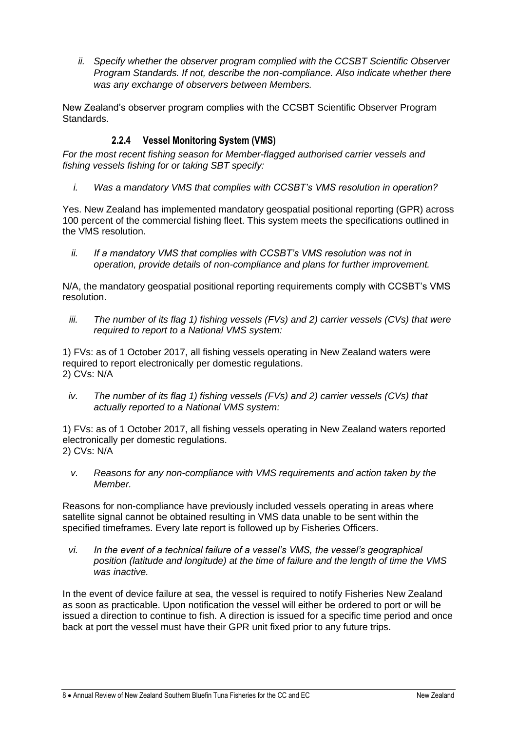*ii. Specify whether the observer program complied with the CCSBT Scientific Observer Program Standards. If not, describe the non-compliance. Also indicate whether there was any exchange of observers between Members.*

New Zealand's observer program complies with the CCSBT Scientific Observer Program Standards.

#### 2.2.4 Vessel Monitoring System (VMS)

*For the most recent fishing season for Member-flagged authorised carrier vessels and fishing vessels fishing for or taking SBT specify:*

*i. Was a mandatory VMS that complies with CCSBT's VMS resolution in operation?*

Yes. New Zealand has implemented mandatory geospatial positional reporting (GPR) across 100 percent of the commercial fishing fleet. This system meets the specifications outlined in the VMS resolution.

*ii. If a mandatory VMS that complies with CCSBT's VMS resolution was not in operation, provide details of non-compliance and plans for further improvement.*

N/A, the mandatory geospatial positional reporting requirements comply with CCSBT's VMS resolution.

*iii. The number of its flag 1) fishing vessels (FVs) and 2) carrier vessels (CVs) that were required to report to a National VMS system:*

1) FVs: as of 1 October 2017, all fishing vessels operating in New Zealand waters were required to report electronically per domestic regulations.
2) CVs: N/A

*iv. The number of its flag 1) fishing vessels (FVs) and 2) carrier vessels (CVs) that actually reported to a National VMS system:*

1) FVs: as of 1 October 2017, all fishing vessels operating in New Zealand waters reported electronically per domestic regulations.
2) CVs: N/A

*v. Reasons for any non-compliance with VMS requirements and action taken by the Member.*

Reasons for non-compliance have previously included vessels operating in areas where satellite signal cannot be obtained resulting in VMS data unable to be sent within the specified timeframes. Every late report is followed up by Fisheries Officers.

*vi. In the event of a technical failure of a vessel's VMS, the vessel's geographical position (latitude and longitude) at the time of failure and the length of time the VMS was inactive.*

In the event of device failure at sea, the vessel is required to notify Fisheries New Zealand as soon as practicable. Upon notification the vessel will either be ordered to port or will be issued a direction to continue to fish. A direction is issued for a specific time period and once back at port the vessel must have their GPR unit fixed prior to any future trips.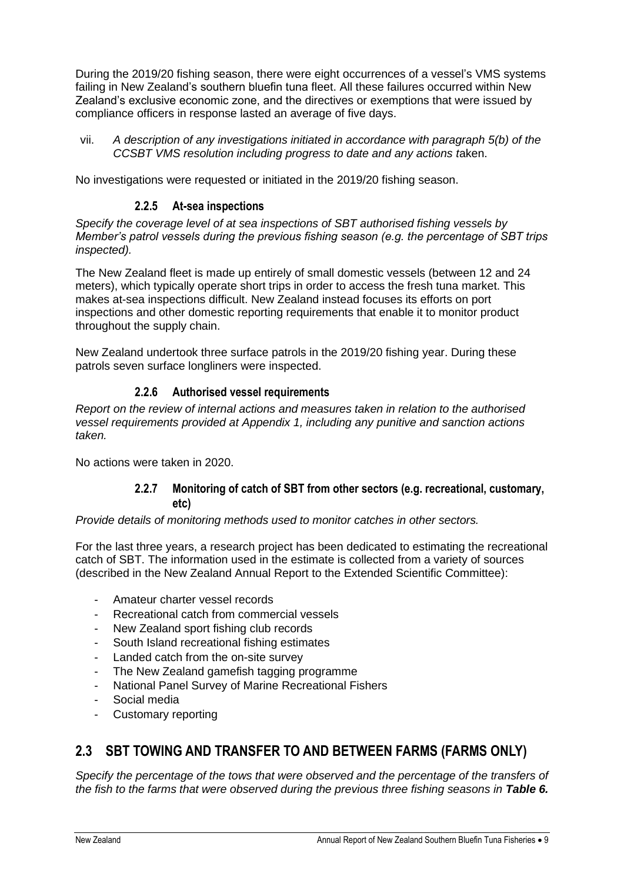During the 2019/20 fishing season, there were eight occurrences of a vessel's VMS systems failing in New Zealand's southern bluefin tuna fleet. All these failures occurred within New Zealand's exclusive economic zone, and the directives or exemptions that were issued by compliance officers in response lasted an average of five days.

vii. *A description of any investigations initiated in accordance with paragraph 5(b) of the CCSBT VMS resolution including progress to date and any actions taken.*

No investigations were requested or initiated in the 2019/20 fishing season.

#### 2.2.5 At-sea inspections

*Specify the coverage level of at sea inspections of SBT authorised fishing vessels by Member's patrol vessels during the previous fishing season (e.g. the percentage of SBT trips inspected).*

The New Zealand fleet is made up entirely of small domestic vessels (between 12 and 24 meters), which typically operate short trips in order to access the fresh tuna market. This makes at-sea inspections difficult. New Zealand instead focuses its efforts on port inspections and other domestic reporting requirements that enable it to monitor product throughout the supply chain.

New Zealand undertook three surface patrols in the 2019/20 fishing year. During these patrols seven surface longliners were inspected.

#### 2.2.6 Authorised vessel requirements

*Report on the review of internal actions and measures taken in relation to the authorised vessel requirements provided at Appendix 1, including any punitive and sanction actions taken.*

No actions were taken in 2020.

#### 2.2.7 Monitoring of catch of SBT from other sectors (e.g. recreational, customary, etc)

*Provide details of monitoring methods used to monitor catches in other sectors.*

For the last three years, a research project has been dedicated to estimating the recreational catch of SBT. The information used in the estimate is collected from a variety of sources (described in the New Zealand Annual Report to the Extended Scientific Committee):

- Amateur charter vessel records
- Recreational catch from commercial vessels
- New Zealand sport fishing club records
- South Island recreational fishing estimates
- Landed catch from the on-site survey
- The New Zealand gamefish tagging programme
- National Panel Survey of Marine Recreational Fishers
- Social media
- Customary reporting

## 2.3 SBT TOWING AND TRANSFER TO AND BETWEEN FARMS (FARMS ONLY)

*Specify the percentage of the tows that were observed and the percentage of the transfers of the fish to the farms that were observed during the previous three fishing seasons in **Table 6.***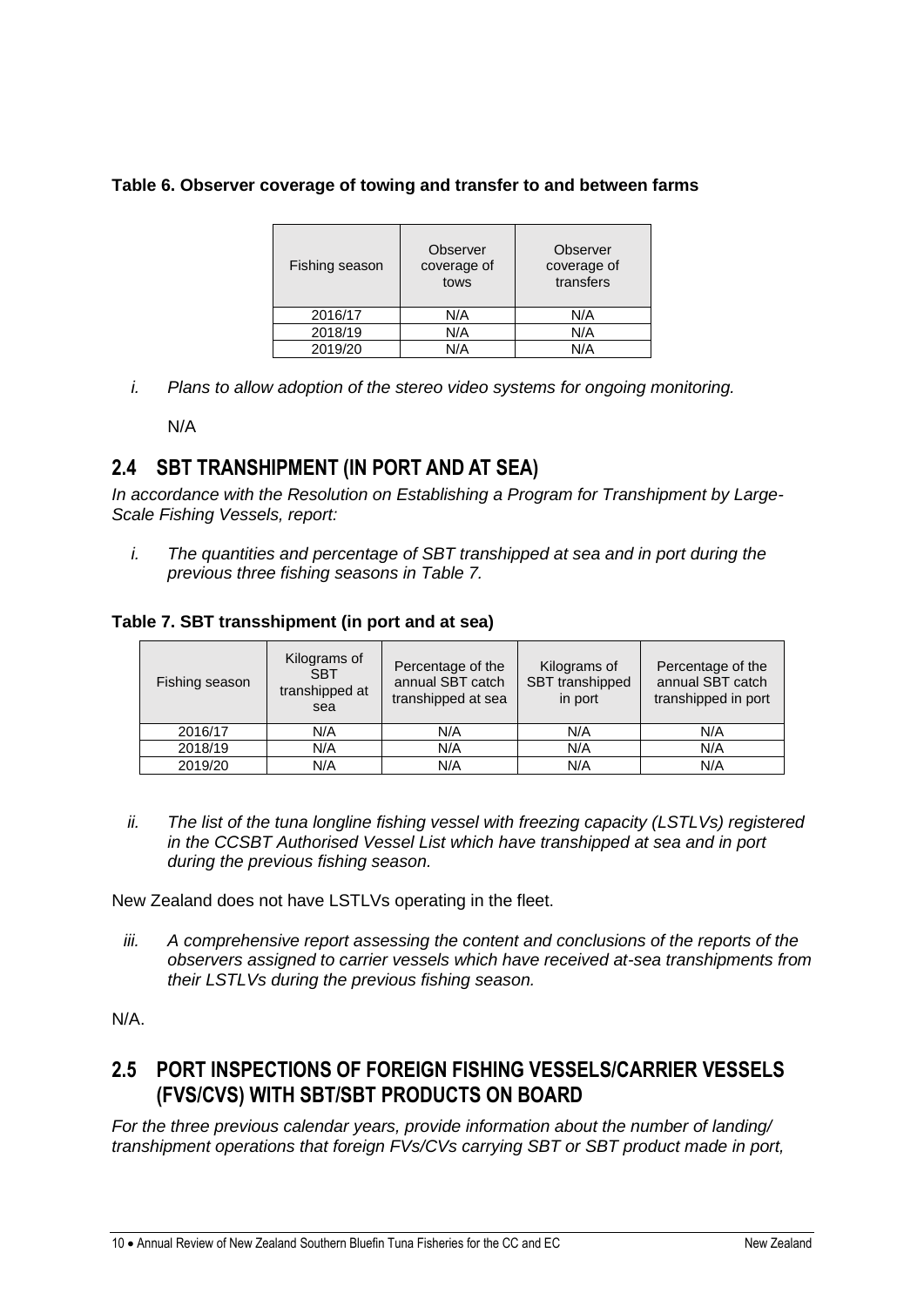**Table 6. Observer coverage of towing and transfer to and between farms**

| Fishing season | Observer coverage of tows | Observer coverage of transfers |
| --- | --- | --- |
| 2016/17 | N/A | N/A |
| 2018/19 | N/A | N/A |
| 2019/20 | N/A | N/A |

*i. Plans to allow adoption of the stereo video systems for ongoing monitoring.*

N/A

## 2.4 SBT TRANSHIPMENT (IN PORT AND AT SEA)

*In accordance with the Resolution on Establishing a Program for Transhipment by Large-Scale Fishing Vessels, report:*

*i. The quantities and percentage of SBT transhipped at sea and in port during the previous three fishing seasons in Table 7.*

**Table 7. SBT transshipment (in port and at sea)**

| Fishing season | Kilograms of SBT transhipped at sea | Percentage of the annual SBT catch transhipped at sea | Kilograms of SBT transhipped in port | Percentage of the annual SBT catch transhipped in port |
| --- | --- | --- | --- | --- |
| 2016/17 | N/A | N/A | N/A | N/A |
| 2018/19 | N/A | N/A | N/A | N/A |
| 2019/20 | N/A | N/A | N/A | N/A |

*ii. The list of the tuna longline fishing vessel with freezing capacity (LSTLVs) registered in the CCSBT Authorised Vessel List which have transhipped at sea and in port during the previous fishing season.*

New Zealand does not have LSTLVs operating in the fleet.

*iii. A comprehensive report assessing the content and conclusions of the reports of the observers assigned to carrier vessels which have received at-sea transhipments from their LSTLVs during the previous fishing season.*

N/A.

## 2.5 PORT INSPECTIONS OF FOREIGN FISHING VESSELS/CARRIER VESSELS (FVS/CVS) WITH SBT/SBT PRODUCTS ON BOARD

*For the three previous calendar years, provide information about the number of landing/ transhipment operations that foreign FVs/CVs carrying SBT or SBT product made in port,*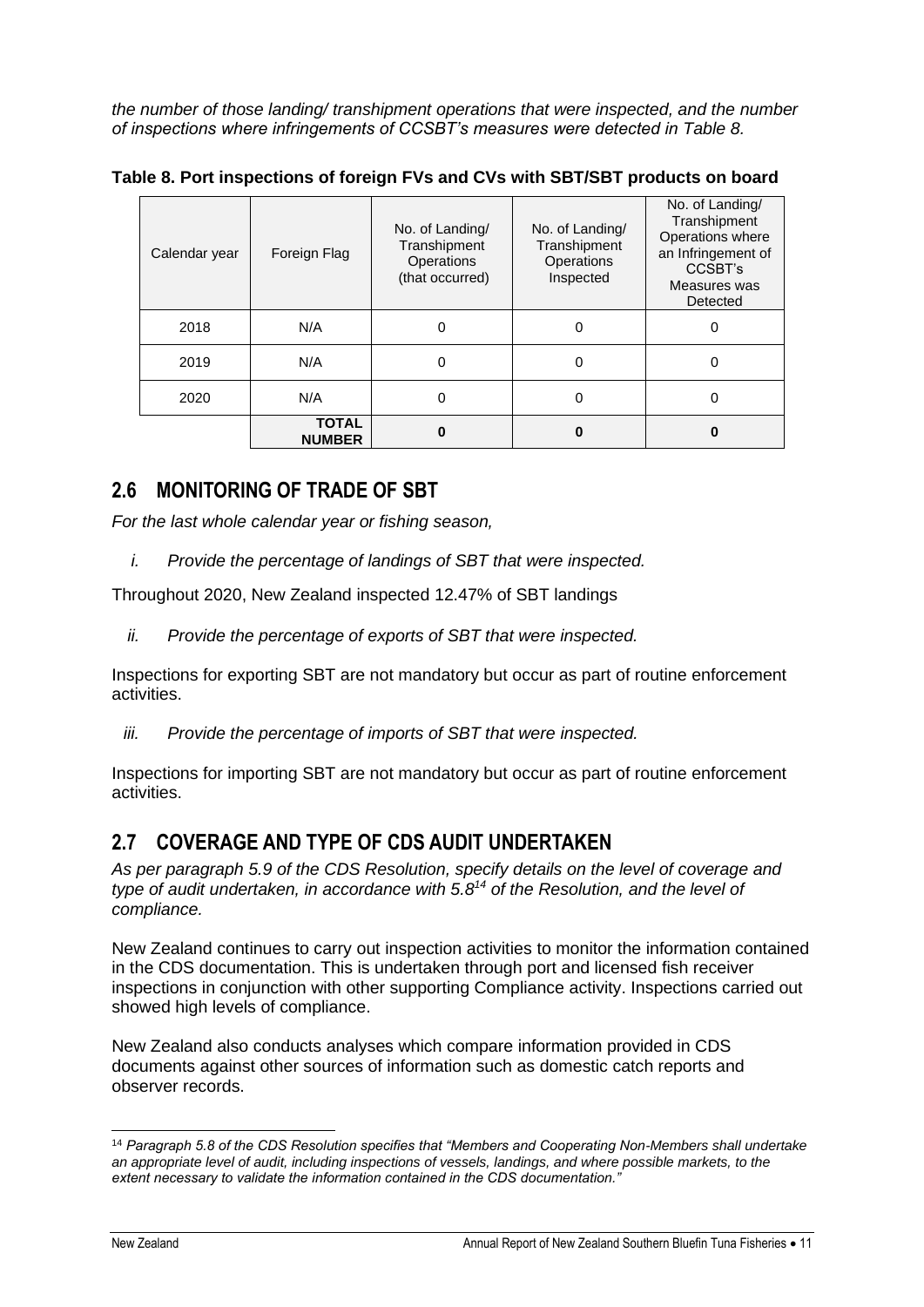*the number of those landing/ transhipment operations that were inspected, and the number of inspections where infringements of CCSBT's measures were detected in Table 8.*

**Table 8. Port inspections of foreign FVs and CVs with SBT/SBT products on board**

| Calendar year | Foreign Flag | No. of Landing/ Transhipment Operations (that occurred) | No. of Landing/ Transhipment Operations Inspected | No. of Landing/ Transhipment Operations where an Infringement of CCSBT's Measures was Detected |
|---|---|---|---|---|
| 2018 | N/A | 0 | 0 | 0 |
| 2019 | N/A | 0 | 0 | 0 |
| 2020 | N/A | 0 | 0 | 0 |
| | **TOTAL NUMBER** | **0** | **0** | **0** |

## 2.6 MONITORING OF TRADE OF SBT

*For the last whole calendar year or fishing season,*

*i. Provide the percentage of landings of SBT that were inspected.*

Throughout 2020, New Zealand inspected 12.47% of SBT landings

*ii. Provide the percentage of exports of SBT that were inspected.*

Inspections for exporting SBT are not mandatory but occur as part of routine enforcement activities.

*iii. Provide the percentage of imports of SBT that were inspected.*

Inspections for importing SBT are not mandatory but occur as part of routine enforcement activities.

## 2.7 COVERAGE AND TYPE OF CDS AUDIT UNDERTAKEN

*As per paragraph 5.9 of the CDS Resolution, specify details on the level of coverage and type of audit undertaken, in accordance with 5.8[14] of the Resolution, and the level of compliance.*

New Zealand continues to carry out inspection activities to monitor the information contained in the CDS documentation. This is undertaken through port and licensed fish receiver inspections in conjunction with other supporting Compliance activity. Inspections carried out showed high levels of compliance.

New Zealand also conducts analyses which compare information provided in CDS documents against other sources of information such as domestic catch reports and observer records.

[14] *Paragraph 5.8 of the CDS Resolution specifies that "Members and Cooperating Non-Members shall undertake an appropriate level of audit, including inspections of vessels, landings, and where possible markets, to the extent necessary to validate the information contained in the CDS documentation."*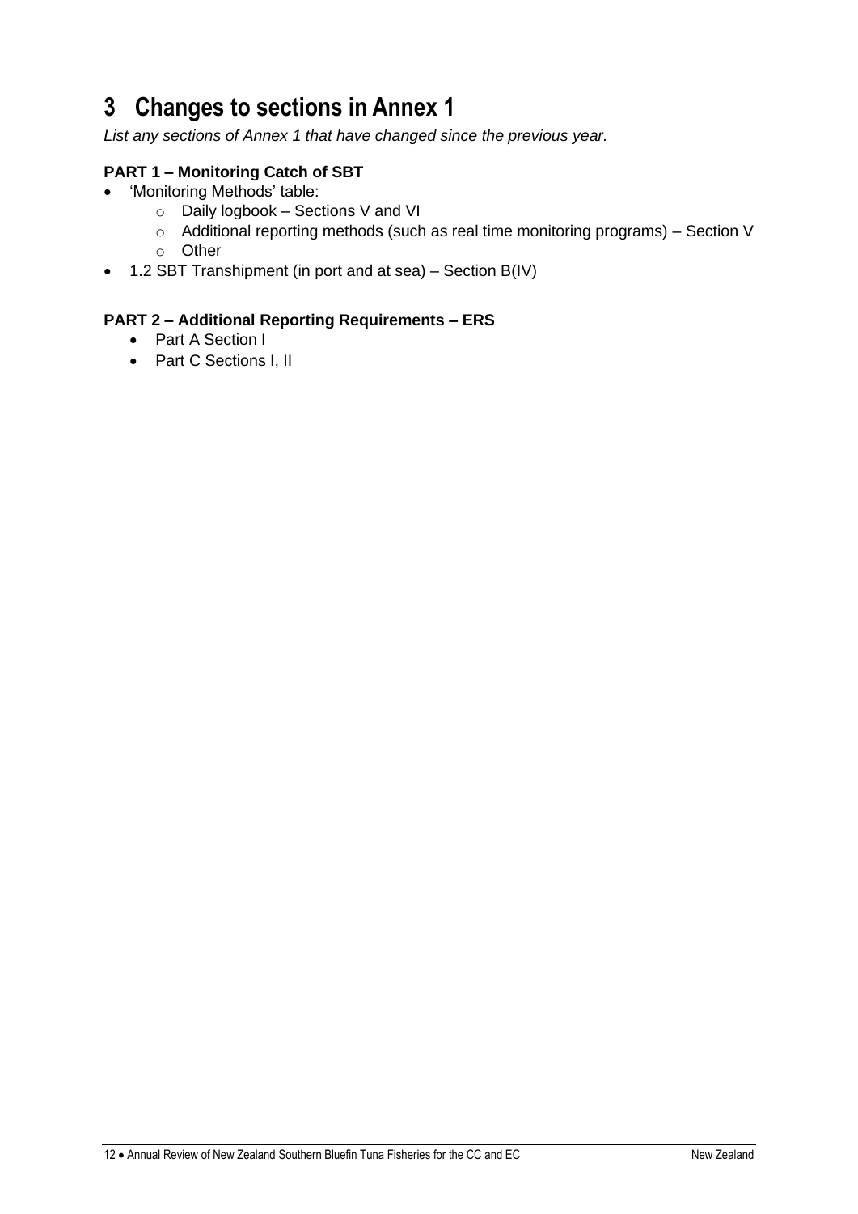# 3 Changes to sections in Annex 1

*List any sections of Annex 1 that have changed since the previous year.*

**PART 1 – Monitoring Catch of SBT**

- 'Monitoring Methods' table:
    - Daily logbook – Sections V and VI
    - Additional reporting methods (such as real time monitoring programs) – Section V
    - Other
- 1.2 SBT Transhipment (in port and at sea) – Section B(IV)

**PART 2 – Additional Reporting Requirements – ERS**

- Part A Section I
- Part C Sections I, II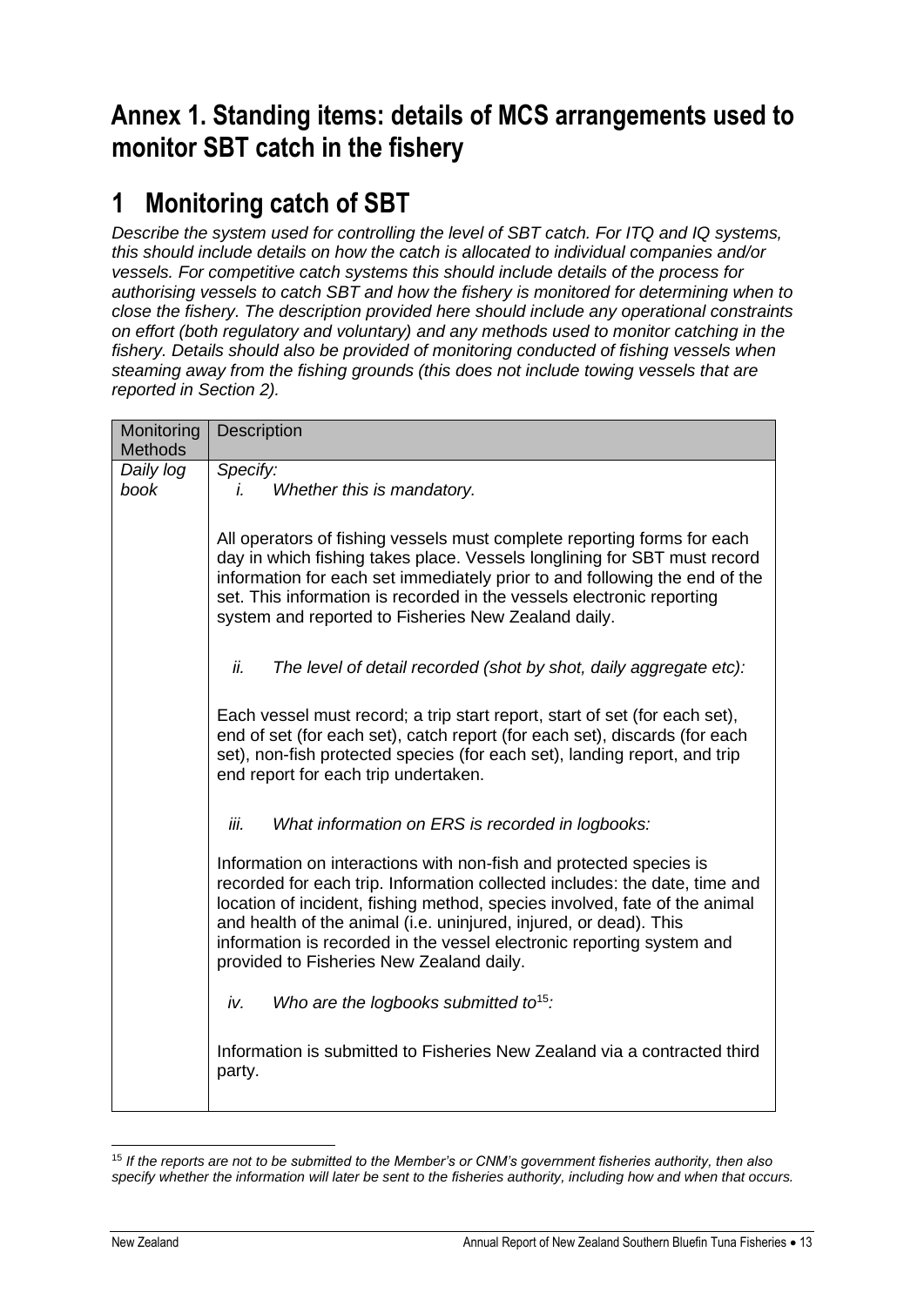# Annex 1. Standing items: details of MCS arrangements used to monitor SBT catch in the fishery

# 1 Monitoring catch of SBT

*Describe the system used for controlling the level of SBT catch. For ITQ and IQ systems, this should include details on how the catch is allocated to individual companies and/or vessels. For competitive catch systems this should include details of the process for authorising vessels to catch SBT and how the fishery is monitored for determining when to close the fishery. The description provided here should include any operational constraints on effort (both regulatory and voluntary) and any methods used to monitor catching in the fishery. Details should also be provided of monitoring conducted of fishing vessels when steaming away from the fishing grounds (this does not include towing vessels that are reported in Section 2).*

| Monitoring Methods | Description |
|---|---|
| *Daily log book* | *Specify:*<br>*i. Whether this is mandatory.*<br><br>All operators of fishing vessels must complete reporting forms for each day in which fishing takes place. Vessels longlining for SBT must record information for each set immediately prior to and following the end of the set. This information is recorded in the vessels electronic reporting system and reported to Fisheries New Zealand daily.<br><br>*ii. The level of detail recorded (shot by shot, daily aggregate etc):*<br><br>Each vessel must record; a trip start report, start of set (for each set), end of set (for each set), catch report (for each set), discards (for each set), non-fish protected species (for each set), landing report, and trip end report for each trip undertaken.<br><br>*iii. What information on ERS is recorded in logbooks:*<br><br>Information on interactions with non-fish and protected species is recorded for each trip. Information collected includes: the date, time and location of incident, fishing method, species involved, fate of the animal and health of the animal (i.e. uninjured, injured, or dead). This information is recorded in the vessel electronic reporting system and provided to Fisheries New Zealand daily.<br><br>*iv. Who are the logbooks submitted to*[15]*:*<br><br>Information is submitted to Fisheries New Zealand via a contracted third party. |

[15] *If the reports are not to be submitted to the Member's or CNM's government fisheries authority, then also specify whether the information will later be sent to the fisheries authority, including how and when that occurs.*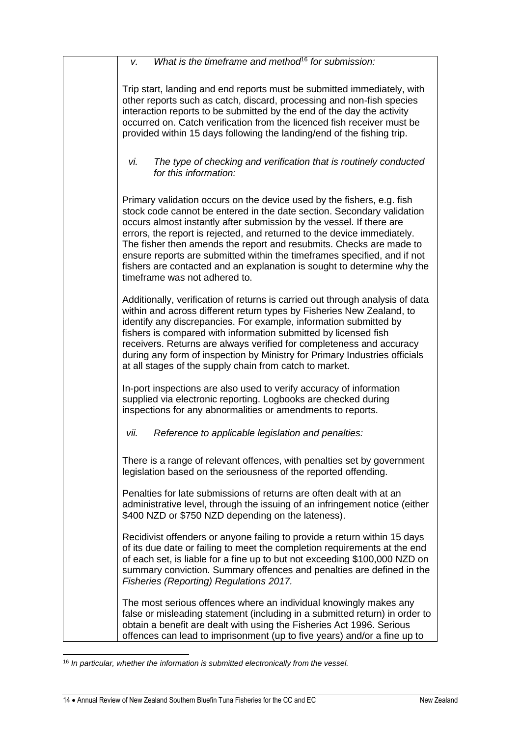*v. What is the timeframe and method[16] for submission:*

Trip start, landing and end reports must be submitted immediately, with other reports such as catch, discard, processing and non-fish species interaction reports to be submitted by the end of the day the activity occurred on. Catch verification from the licenced fish receiver must be provided within 15 days following the landing/end of the fishing trip.

*vi. The type of checking and verification that is routinely conducted for this information:*

Primary validation occurs on the device used by the fishers, e.g. fish stock code cannot be entered in the date section. Secondary validation occurs almost instantly after submission by the vessel. If there are errors, the report is rejected, and returned to the device immediately. The fisher then amends the report and resubmits. Checks are made to ensure reports are submitted within the timeframes specified, and if not fishers are contacted and an explanation is sought to determine why the timeframe was not adhered to.

Additionally, verification of returns is carried out through analysis of data within and across different return types by Fisheries New Zealand, to identify any discrepancies. For example, information submitted by fishers is compared with information submitted by licensed fish receivers. Returns are always verified for completeness and accuracy during any form of inspection by Ministry for Primary Industries officials at all stages of the supply chain from catch to market.

In-port inspections are also used to verify accuracy of information supplied via electronic reporting. Logbooks are checked during inspections for any abnormalities or amendments to reports.

*vii. Reference to applicable legislation and penalties:*

There is a range of relevant offences, with penalties set by government legislation based on the seriousness of the reported offending.

Penalties for late submissions of returns are often dealt with at an administrative level, through the issuing of an infringement notice (either $400 NZD or $750 NZD depending on the lateness).

Recidivist offenders or anyone failing to provide a return within 15 days of its due date or failing to meet the completion requirements at the end of each set, is liable for a fine up to but not exceeding $100,000 NZD on summary conviction. Summary offences and penalties are defined in the *Fisheries (Reporting) Regulations 2017.*

The most serious offences where an individual knowingly makes any false or misleading statement (including in a submitted return) in order to obtain a benefit are dealt with using the Fisheries Act 1996. Serious offences can lead to imprisonment (up to five years) and/or a fine up to

[16] *In particular, whether the information is submitted electronically from the vessel.*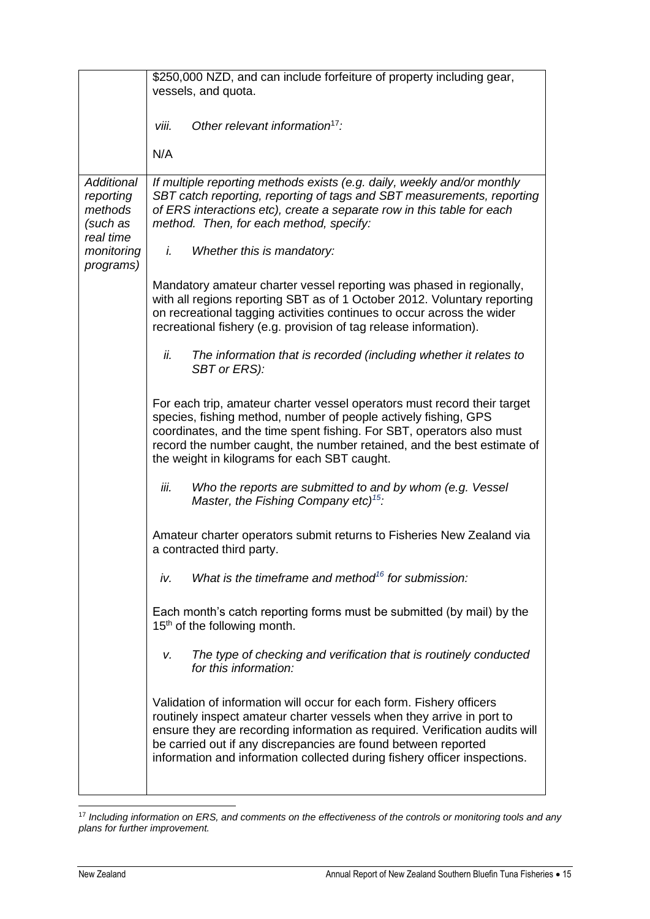| | |
|---|---|
| | \$250,000 NZD, and can include forfeiture of property including gear, vessels, and quota.<br><br>*viii. Other relevant information[17]:*<br><br>N/A |
| *Additional reporting methods (such as real time monitoring programs)* | *If multiple reporting methods exists (e.g. daily, weekly and/or monthly SBT catch reporting, reporting of tags and SBT measurements, reporting of ERS interactions etc), create a separate row in this table for each method. Then, for each method, specify:*<br><br>*i. Whether this is mandatory:*<br><br>Mandatory amateur charter vessel reporting was phased in regionally, with all regions reporting SBT as of 1 October 2012. Voluntary reporting on recreational tagging activities continues to occur across the wider recreational fishery (e.g. provision of tag release information).<br><br>*ii. The information that is recorded (including whether it relates to SBT or ERS):*<br><br>For each trip, amateur charter vessel operators must record their target species, fishing method, number of people actively fishing, GPS coordinates, and the time spent fishing. For SBT, operators also must record the number caught, the number retained, and the best estimate of the weight in kilograms for each SBT caught.<br><br>*iii. Who the reports are submitted to and by whom (e.g. Vessel Master, the Fishing Company etc)[15]:*<br><br>Amateur charter operators submit returns to Fisheries New Zealand via a contracted third party.<br><br>*iv. What is the timeframe and method[16] for submission:*<br><br>Each month's catch reporting forms must be submitted (by mail) by the 15th of the following month.<br><br>*v. The type of checking and verification that is routinely conducted for this information:*<br><br>Validation of information will occur for each form. Fishery officers routinely inspect amateur charter vessels when they arrive in port to ensure they are recording information as required. Verification audits will be carried out if any discrepancies are found between reported information and information collected during fishery officer inspections. |

[17] *Including information on ERS, and comments on the effectiveness of the controls or monitoring tools and any plans for further improvement.*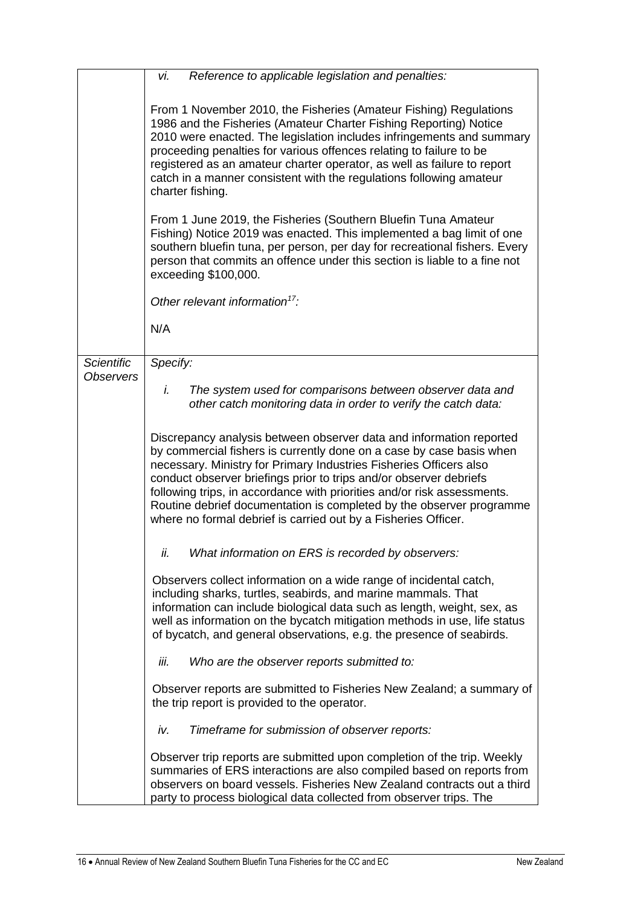| | |
|---|---|
| | *vi. Reference to applicable legislation and penalties:*<br><br>From 1 November 2010, the Fisheries (Amateur Fishing) Regulations 1986 and the Fisheries (Amateur Charter Fishing Reporting) Notice 2010 were enacted. The legislation includes infringements and summary proceeding penalties for various offences relating to failure to be registered as an amateur charter operator, as well as failure to report catch in a manner consistent with the regulations following amateur charter fishing.<br><br>From 1 June 2019, the Fisheries (Southern Bluefin Tuna Amateur Fishing) Notice 2019 was enacted. This implemented a bag limit of one southern bluefin tuna, per person, per day for recreational fishers. Every person that commits an offence under this section is liable to a fine not exceeding \$100,000.<br><br>*Other relevant information[17]:*<br><br>N/A |
| *Scientific Observers* | *Specify:*<br><br>*i. The system used for comparisons between observer data and other catch monitoring data in order to verify the catch data:*<br><br>Discrepancy analysis between observer data and information reported by commercial fishers is currently done on a case by case basis when necessary. Ministry for Primary Industries Fisheries Officers also conduct observer briefings prior to trips and/or observer debriefs following trips, in accordance with priorities and/or risk assessments. Routine debrief documentation is completed by the observer programme where no formal debrief is carried out by a Fisheries Officer.<br><br>*ii. What information on ERS is recorded by observers:*<br><br>Observers collect information on a wide range of incidental catch, including sharks, turtles, seabirds, and marine mammals. That information can include biological data such as length, weight, sex, as well as information on the bycatch mitigation methods in use, life status of bycatch, and general observations, e.g. the presence of seabirds.<br><br>*iii. Who are the observer reports submitted to:*<br><br>Observer reports are submitted to Fisheries New Zealand; a summary of the trip report is provided to the operator.<br><br>*iv. Timeframe for submission of observer reports:*<br><br>Observer trip reports are submitted upon completion of the trip. Weekly summaries of ERS interactions are also compiled based on reports from observers on board vessels. Fisheries New Zealand contracts out a third party to process biological data collected from observer trips. The |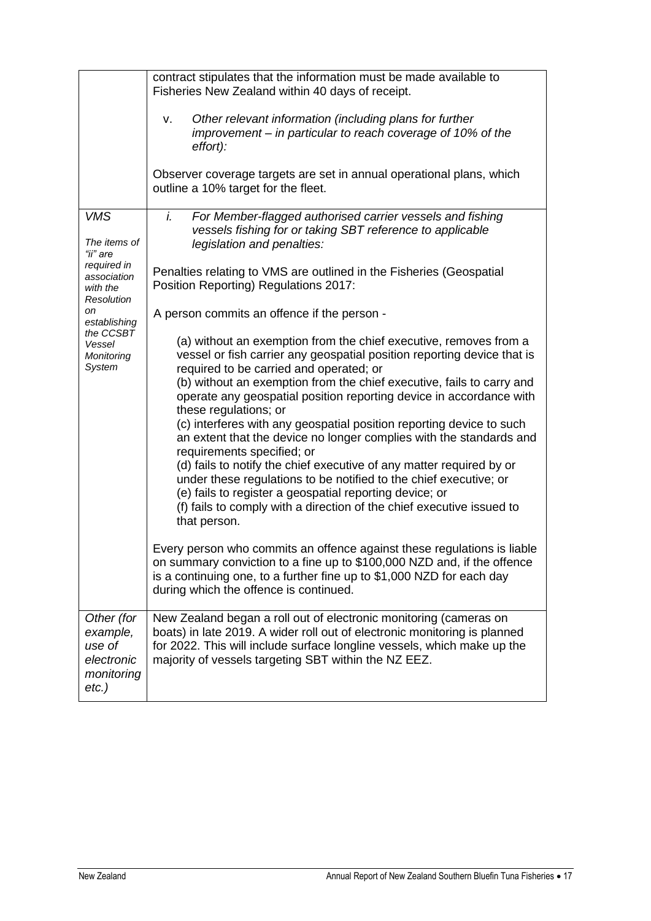| | |
|---|---|
| | contract stipulates that the information must be made available to Fisheries New Zealand within 40 days of receipt.<br><br>v. *Other relevant information (including plans for further improvement – in particular to reach coverage of 10% of the effort):*<br><br>Observer coverage targets are set in annual operational plans, which outline a 10% target for the fleet. |
| *VMS*<br><br>*The items of "ii" are required in association with the Resolution on establishing the CCSBT Vessel Monitoring System* | i. *For Member-flagged authorised carrier vessels and fishing vessels fishing for or taking SBT reference to applicable legislation and penalties:*<br><br>Penalties relating to VMS are outlined in the Fisheries (Geospatial Position Reporting) Regulations 2017:<br><br>A person commits an offence if the person -<br><br>(a) without an exemption from the chief executive, removes from a vessel or fish carrier any geospatial position reporting device that is required to be carried and operated; or<br>(b) without an exemption from the chief executive, fails to carry and operate any geospatial position reporting device in accordance with these regulations; or<br>(c) interferes with any geospatial position reporting device to such an extent that the device no longer complies with the standards and requirements specified; or<br>(d) fails to notify the chief executive of any matter required by or under these regulations to be notified to the chief executive; or<br>(e) fails to register a geospatial reporting device; or<br>(f) fails to comply with a direction of the chief executive issued to that person.<br><br>Every person who commits an offence against these regulations is liable on summary conviction to a fine up to $100,000 NZD and, if the offence is a continuing one, to a further fine up to $1,000 NZD for each day during which the offence is continued. |
| *Other (for example, use of electronic monitoring etc.)* | New Zealand began a roll out of electronic monitoring (cameras on boats) in late 2019. A wider roll out of electronic monitoring is planned for 2022. This will include surface longline vessels, which make up the majority of vessels targeting SBT within the NZ EEZ. |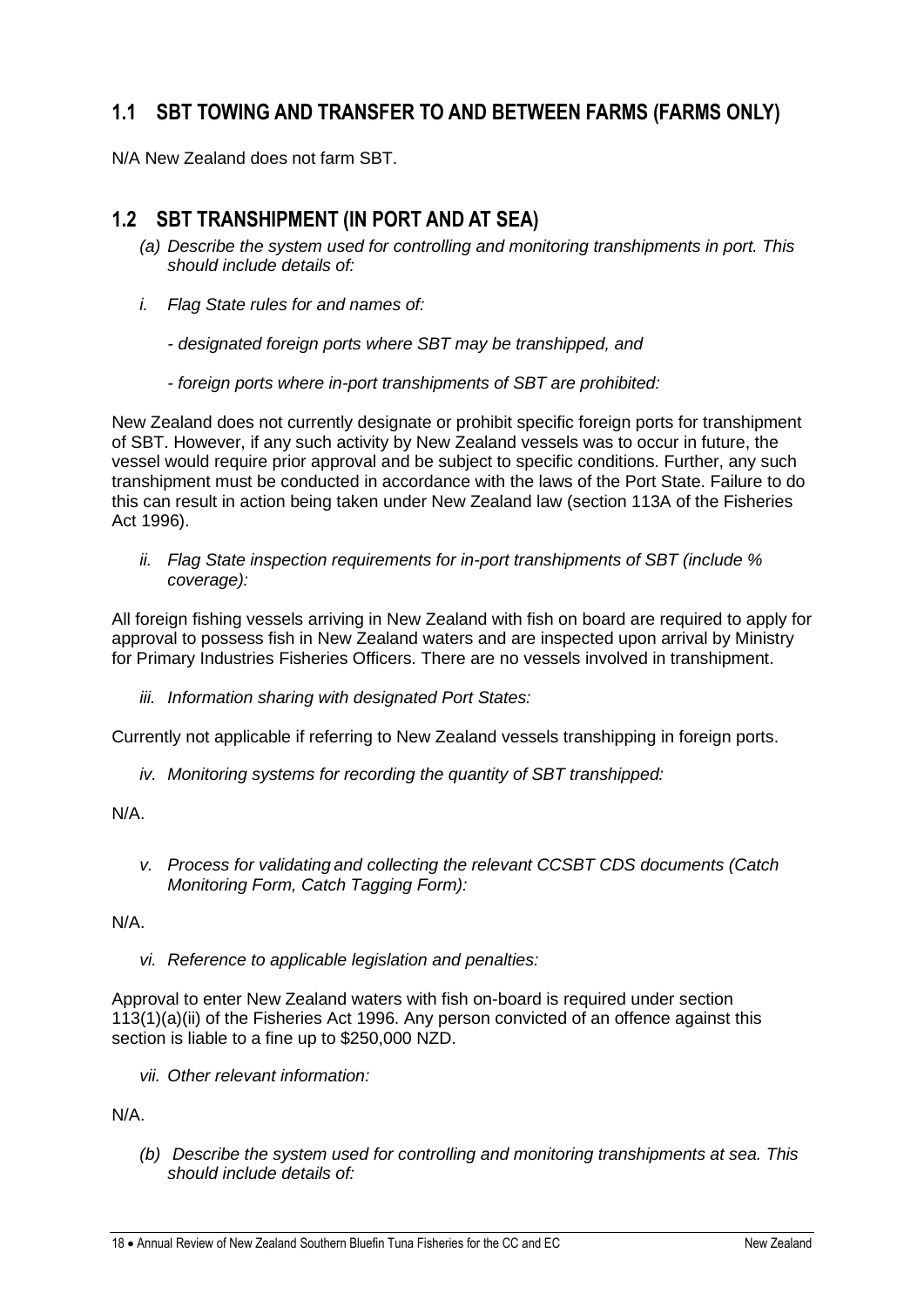## 1.1 SBT TOWING AND TRANSFER TO AND BETWEEN FARMS (FARMS ONLY)

N/A New Zealand does not farm SBT.

## 1.2 SBT TRANSHIPMENT (IN PORT AND AT SEA)

*(a) Describe the system used for controlling and monitoring transhipments in port. This should include details of:*

*i. Flag State rules for and names of:*

*- designated foreign ports where SBT may be transhipped, and*

*- foreign ports where in-port transhipments of SBT are prohibited:*

New Zealand does not currently designate or prohibit specific foreign ports for transhipment of SBT. However, if any such activity by New Zealand vessels was to occur in future, the vessel would require prior approval and be subject to specific conditions. Further, any such transhipment must be conducted in accordance with the laws of the Port State. Failure to do this can result in action being taken under New Zealand law (section 113A of the Fisheries Act 1996).

*ii. Flag State inspection requirements for in-port transhipments of SBT (include % coverage):*

All foreign fishing vessels arriving in New Zealand with fish on board are required to apply for approval to possess fish in New Zealand waters and are inspected upon arrival by Ministry for Primary Industries Fisheries Officers. There are no vessels involved in transhipment.

*iii. Information sharing with designated Port States:*

Currently not applicable if referring to New Zealand vessels transhipping in foreign ports.

*iv. Monitoring systems for recording the quantity of SBT transhipped:*

N/A.

*v. Process for validating and collecting the relevant CCSBT CDS documents (Catch Monitoring Form, Catch Tagging Form):*

N/A.

*vi. Reference to applicable legislation and penalties:*

Approval to enter New Zealand waters with fish on-board is required under section 113(1)(a)(ii) of the Fisheries Act 1996. Any person convicted of an offence against this section is liable to a fine up to $250,000 NZD.

*vii. Other relevant information:*

N/A.

*(b) Describe the system used for controlling and monitoring transhipments at sea. This should include details of:*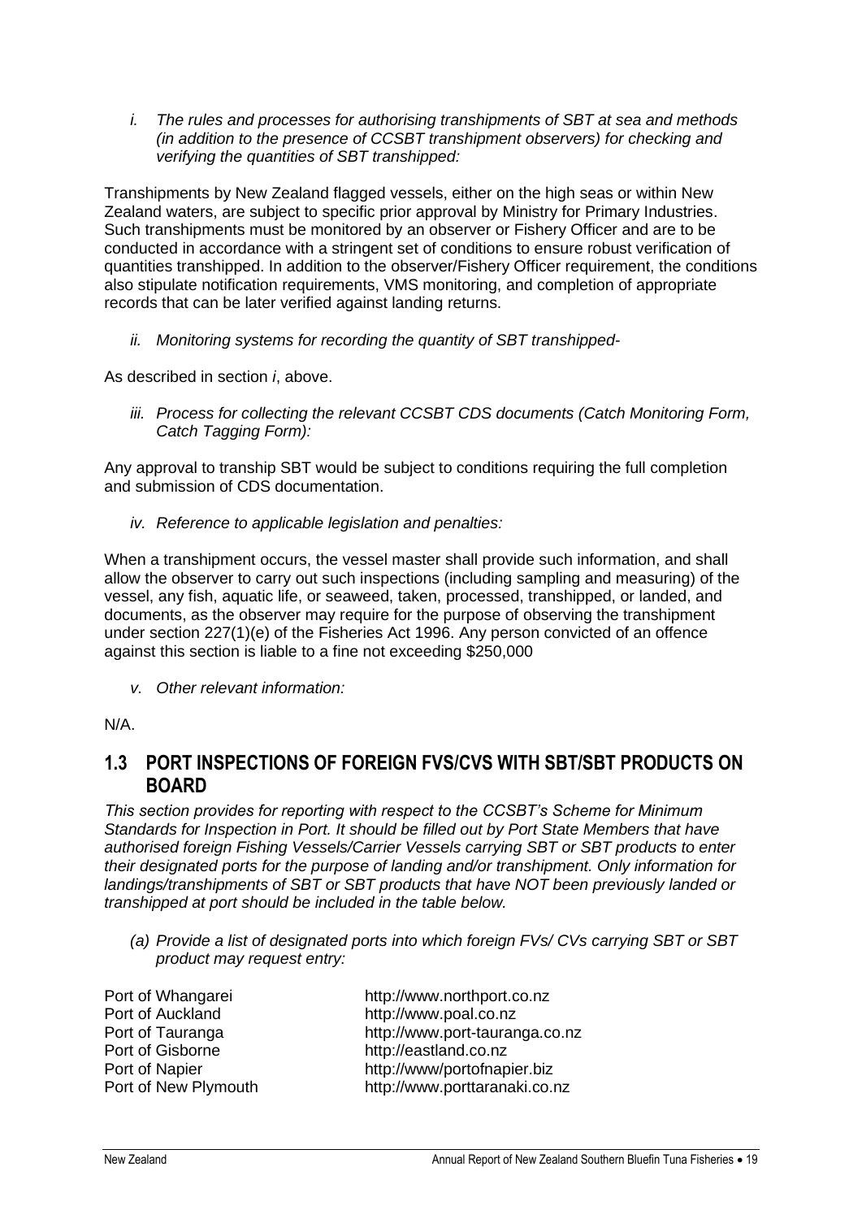*i. The rules and processes for authorising transhipments of SBT at sea and methods (in addition to the presence of CCSBT transhipment observers) for checking and verifying the quantities of SBT transhipped:*

Transhipments by New Zealand flagged vessels, either on the high seas or within New Zealand waters, are subject to specific prior approval by Ministry for Primary Industries. Such transhipments must be monitored by an observer or Fishery Officer and are to be conducted in accordance with a stringent set of conditions to ensure robust verification of quantities transhipped. In addition to the observer/Fishery Officer requirement, the conditions also stipulate notification requirements, VMS monitoring, and completion of appropriate records that can be later verified against landing returns.

*ii. Monitoring systems for recording the quantity of SBT transhipped-*

As described in section *i*, above.

*iii. Process for collecting the relevant CCSBT CDS documents (Catch Monitoring Form, Catch Tagging Form):*

Any approval to tranship SBT would be subject to conditions requiring the full completion and submission of CDS documentation.

*iv. Reference to applicable legislation and penalties:*

When a transhipment occurs, the vessel master shall provide such information, and shall allow the observer to carry out such inspections (including sampling and measuring) of the vessel, any fish, aquatic life, or seaweed, taken, processed, transhipped, or landed, and documents, as the observer may require for the purpose of observing the transhipment under section 227(1)(e) of the Fisheries Act 1996. Any person convicted of an offence against this section is liable to a fine not exceeding $250,000

*v. Other relevant information:*

N/A.

## 1.3 PORT INSPECTIONS OF FOREIGN FVS/CVS WITH SBT/SBT PRODUCTS ON BOARD

*This section provides for reporting with respect to the CCSBT's Scheme for Minimum Standards for Inspection in Port. It should be filled out by Port State Members that have authorised foreign Fishing Vessels/Carrier Vessels carrying SBT or SBT products to enter their designated ports for the purpose of landing and/or transhipment. Only information for landings/transhipments of SBT or SBT products that have NOT been previously landed or transhipped at port should be included in the table below.*

*(a) Provide a list of designated ports into which foreign FVs/ CVs carrying SBT or SBT product may request entry:*

| | |
|---|---|
| Port of Whangarei | http://www.northport.co.nz |
| Port of Auckland | http://www.poal.co.nz |
| Port of Tauranga | http://www.port-tauranga.co.nz |
| Port of Gisborne | http://eastland.co.nz |
| Port of Napier | http://www/portofnapier.biz |
| Port of New Plymouth | http://www.porttaranaki.co.nz |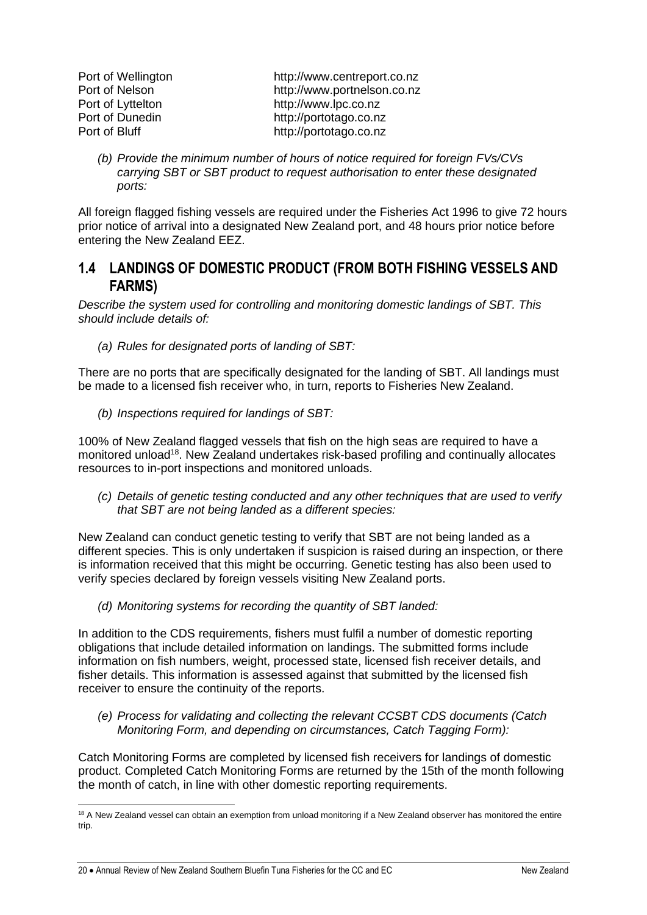| | |
|---|---|
| Port of Wellington | http://www.centreport.co.nz |
| Port of Nelson | http://www.portnelson.co.nz |
| Port of Lyttelton | http://www.lpc.co.nz |
| Port of Dunedin | http://portotago.co.nz |
| Port of Bluff | http://portotago.co.nz |

*(b) Provide the minimum number of hours of notice required for foreign FVs/CVs carrying SBT or SBT product to request authorisation to enter these designated ports:*

All foreign flagged fishing vessels are required under the Fisheries Act 1996 to give 72 hours prior notice of arrival into a designated New Zealand port, and 48 hours prior notice before entering the New Zealand EEZ.

## 1.4 LANDINGS OF DOMESTIC PRODUCT (FROM BOTH FISHING VESSELS AND FARMS)

*Describe the system used for controlling and monitoring domestic landings of SBT. This should include details of:*

*(a) Rules for designated ports of landing of SBT:*

There are no ports that are specifically designated for the landing of SBT. All landings must be made to a licensed fish receiver who, in turn, reports to Fisheries New Zealand.

*(b) Inspections required for landings of SBT:*

100% of New Zealand flagged vessels that fish on the high seas are required to have a monitored unload[18]. New Zealand undertakes risk-based profiling and continually allocates resources to in-port inspections and monitored unloads.

*(c) Details of genetic testing conducted and any other techniques that are used to verify that SBT are not being landed as a different species:*

New Zealand can conduct genetic testing to verify that SBT are not being landed as a different species. This is only undertaken if suspicion is raised during an inspection, or there is information received that this might be occurring. Genetic testing has also been used to verify species declared by foreign vessels visiting New Zealand ports.

*(d) Monitoring systems for recording the quantity of SBT landed:*

In addition to the CDS requirements, fishers must fulfil a number of domestic reporting obligations that include detailed information on landings. The submitted forms include information on fish numbers, weight, processed state, licensed fish receiver details, and fisher details. This information is assessed against that submitted by the licensed fish receiver to ensure the continuity of the reports.

*(e) Process for validating and collecting the relevant CCSBT CDS documents (Catch Monitoring Form, and depending on circumstances, Catch Tagging Form):*

Catch Monitoring Forms are completed by licensed fish receivers for landings of domestic product. Completed Catch Monitoring Forms are returned by the 15th of the month following the month of catch, in line with other domestic reporting requirements.

[18] A New Zealand vessel can obtain an exemption from unload monitoring if a New Zealand observer has monitored the entire trip.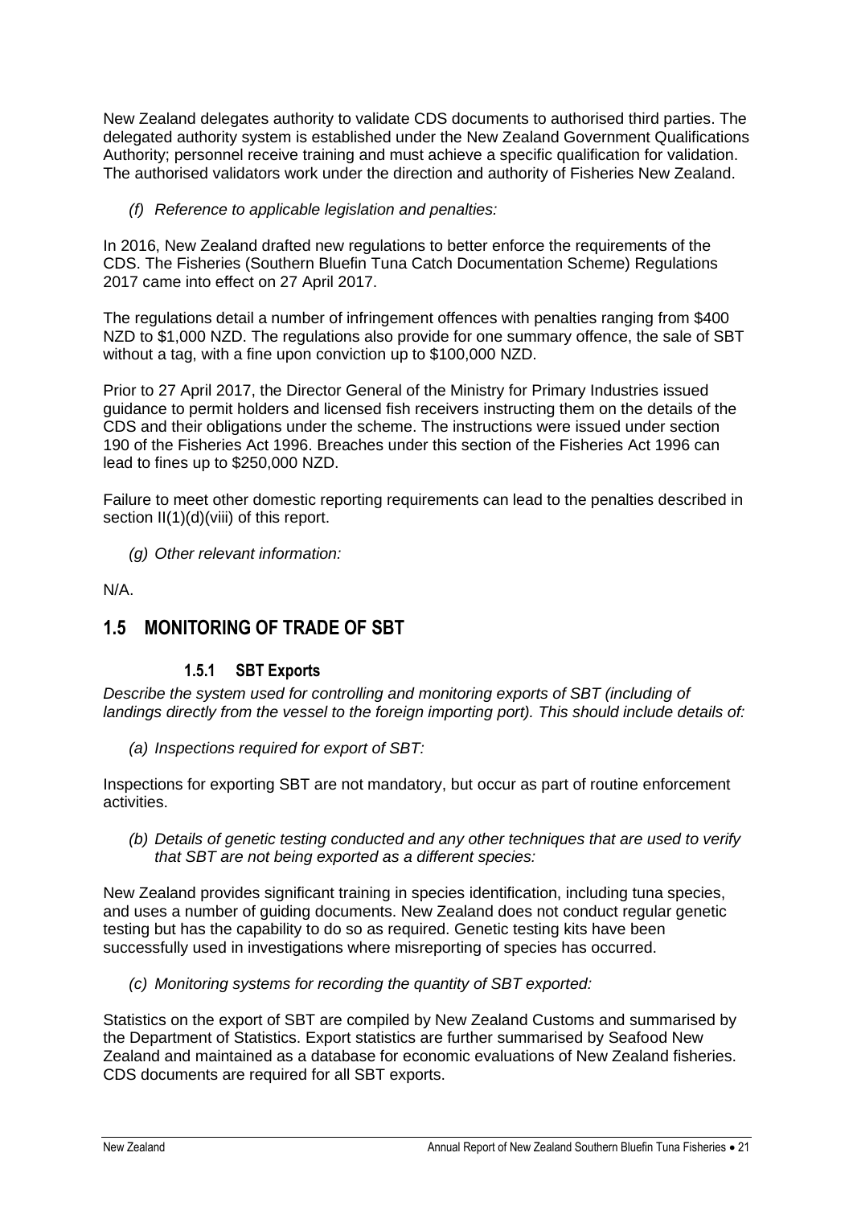New Zealand delegates authority to validate CDS documents to authorised third parties. The delegated authority system is established under the New Zealand Government Qualifications Authority; personnel receive training and must achieve a specific qualification for validation. The authorised validators work under the direction and authority of Fisheries New Zealand.

*(f) Reference to applicable legislation and penalties:*

In 2016, New Zealand drafted new regulations to better enforce the requirements of the CDS. The Fisheries (Southern Bluefin Tuna Catch Documentation Scheme) Regulations 2017 came into effect on 27 April 2017.

The regulations detail a number of infringement offences with penalties ranging from $400 NZD to $1,000 NZD. The regulations also provide for one summary offence, the sale of SBT without a tag, with a fine upon conviction up to $100,000 NZD.

Prior to 27 April 2017, the Director General of the Ministry for Primary Industries issued guidance to permit holders and licensed fish receivers instructing them on the details of the CDS and their obligations under the scheme. The instructions were issued under section 190 of the Fisheries Act 1996. Breaches under this section of the Fisheries Act 1996 can lead to fines up to $250,000 NZD.

Failure to meet other domestic reporting requirements can lead to the penalties described in section II(1)(d)(viii) of this report.

*(g) Other relevant information:*

N/A.

## 1.5 MONITORING OF TRADE OF SBT

### 1.5.1 SBT Exports

*Describe the system used for controlling and monitoring exports of SBT (including of landings directly from the vessel to the foreign importing port). This should include details of:*

*(a) Inspections required for export of SBT:*

Inspections for exporting SBT are not mandatory, but occur as part of routine enforcement activities.

*(b) Details of genetic testing conducted and any other techniques that are used to verify that SBT are not being exported as a different species:*

New Zealand provides significant training in species identification, including tuna species, and uses a number of guiding documents. New Zealand does not conduct regular genetic testing but has the capability to do so as required. Genetic testing kits have been successfully used in investigations where misreporting of species has occurred.

*(c) Monitoring systems for recording the quantity of SBT exported:*

Statistics on the export of SBT are compiled by New Zealand Customs and summarised by the Department of Statistics. Export statistics are further summarised by Seafood New Zealand and maintained as a database for economic evaluations of New Zealand fisheries. CDS documents are required for all SBT exports.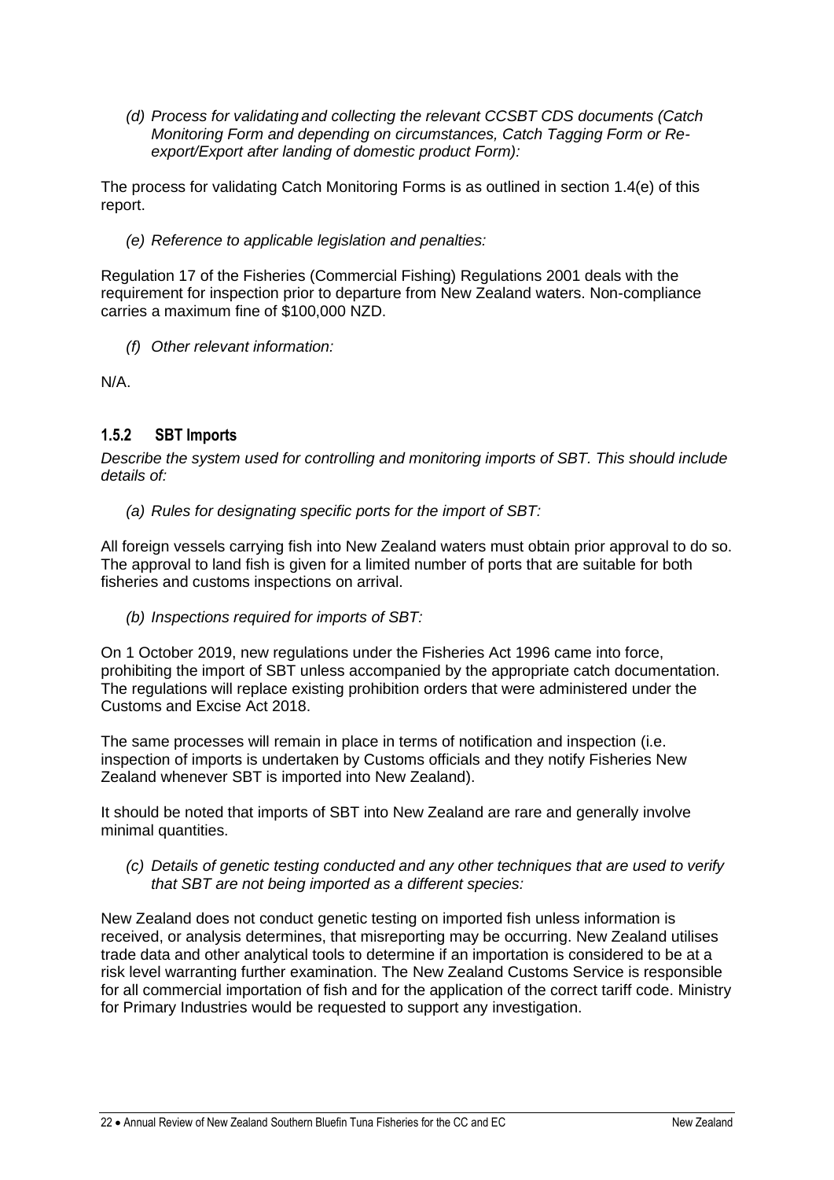*(d) Process for validating and collecting the relevant CCSBT CDS documents (Catch Monitoring Form and depending on circumstances, Catch Tagging Form or Re-export/Export after landing of domestic product Form):*

The process for validating Catch Monitoring Forms is as outlined in section 1.4(e) of this report.

*(e) Reference to applicable legislation and penalties:*

Regulation 17 of the Fisheries (Commercial Fishing) Regulations 2001 deals with the requirement for inspection prior to departure from New Zealand waters. Non-compliance carries a maximum fine of $100,000 NZD.

*(f) Other relevant information:*

N/A.

### 1.5.2 SBT Imports

*Describe the system used for controlling and monitoring imports of SBT. This should include details of:*

*(a) Rules for designating specific ports for the import of SBT:*

All foreign vessels carrying fish into New Zealand waters must obtain prior approval to do so. The approval to land fish is given for a limited number of ports that are suitable for both fisheries and customs inspections on arrival.

*(b) Inspections required for imports of SBT:*

On 1 October 2019, new regulations under the Fisheries Act 1996 came into force, prohibiting the import of SBT unless accompanied by the appropriate catch documentation. The regulations will replace existing prohibition orders that were administered under the Customs and Excise Act 2018.

The same processes will remain in place in terms of notification and inspection (i.e. inspection of imports is undertaken by Customs officials and they notify Fisheries New Zealand whenever SBT is imported into New Zealand).

It should be noted that imports of SBT into New Zealand are rare and generally involve minimal quantities.

*(c) Details of genetic testing conducted and any other techniques that are used to verify that SBT are not being imported as a different species:*

New Zealand does not conduct genetic testing on imported fish unless information is received, or analysis determines, that misreporting may be occurring. New Zealand utilises trade data and other analytical tools to determine if an importation is considered to be at a risk level warranting further examination. The New Zealand Customs Service is responsible for all commercial importation of fish and for the application of the correct tariff code. Ministry for Primary Industries would be requested to support any investigation.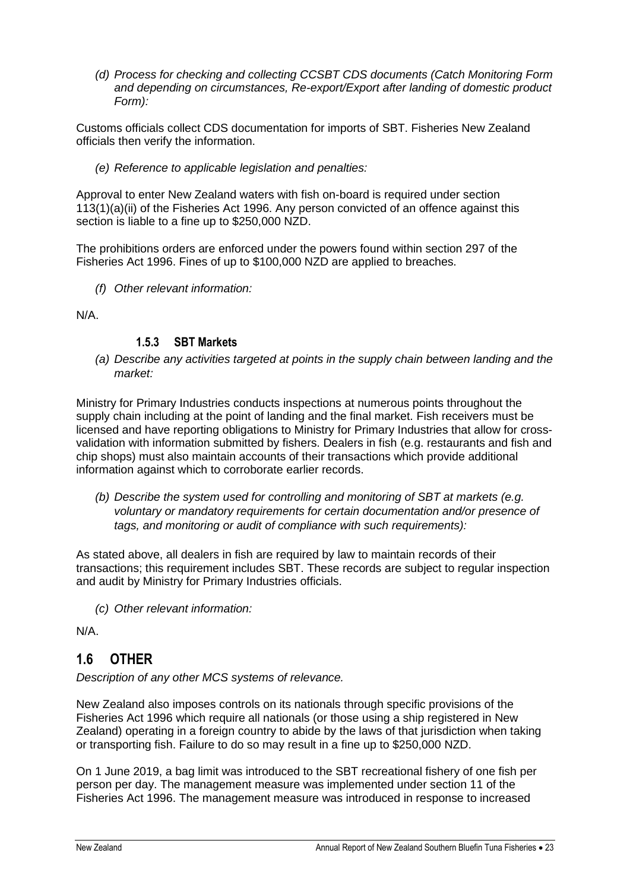*(d) Process for checking and collecting CCSBT CDS documents (Catch Monitoring Form and depending on circumstances, Re-export/Export after landing of domestic product Form):*

Customs officials collect CDS documentation for imports of SBT. Fisheries New Zealand officials then verify the information.

*(e) Reference to applicable legislation and penalties:*

Approval to enter New Zealand waters with fish on-board is required under section 113(1)(a)(ii) of the Fisheries Act 1996. Any person convicted of an offence against this section is liable to a fine up to $250,000 NZD.

The prohibitions orders are enforced under the powers found within section 297 of the Fisheries Act 1996. Fines of up to $100,000 NZD are applied to breaches.

*(f) Other relevant information:*

N/A.

### 1.5.3 SBT Markets

*(a) Describe any activities targeted at points in the supply chain between landing and the market:*

Ministry for Primary Industries conducts inspections at numerous points throughout the supply chain including at the point of landing and the final market. Fish receivers must be licensed and have reporting obligations to Ministry for Primary Industries that allow for cross-validation with information submitted by fishers. Dealers in fish (e.g. restaurants and fish and chip shops) must also maintain accounts of their transactions which provide additional information against which to corroborate earlier records.

*(b) Describe the system used for controlling and monitoring of SBT at markets (e.g. voluntary or mandatory requirements for certain documentation and/or presence of tags, and monitoring or audit of compliance with such requirements):*

As stated above, all dealers in fish are required by law to maintain records of their transactions; this requirement includes SBT. These records are subject to regular inspection and audit by Ministry for Primary Industries officials.

*(c) Other relevant information:*

N/A.

## 1.6 OTHER

*Description of any other MCS systems of relevance.*

New Zealand also imposes controls on its nationals through specific provisions of the Fisheries Act 1996 which require all nationals (or those using a ship registered in New Zealand) operating in a foreign country to abide by the laws of that jurisdiction when taking or transporting fish. Failure to do so may result in a fine up to $250,000 NZD.

On 1 June 2019, a bag limit was introduced to the SBT recreational fishery of one fish per person per day. The management measure was implemented under section 11 of the Fisheries Act 1996. The management measure was introduced in response to increased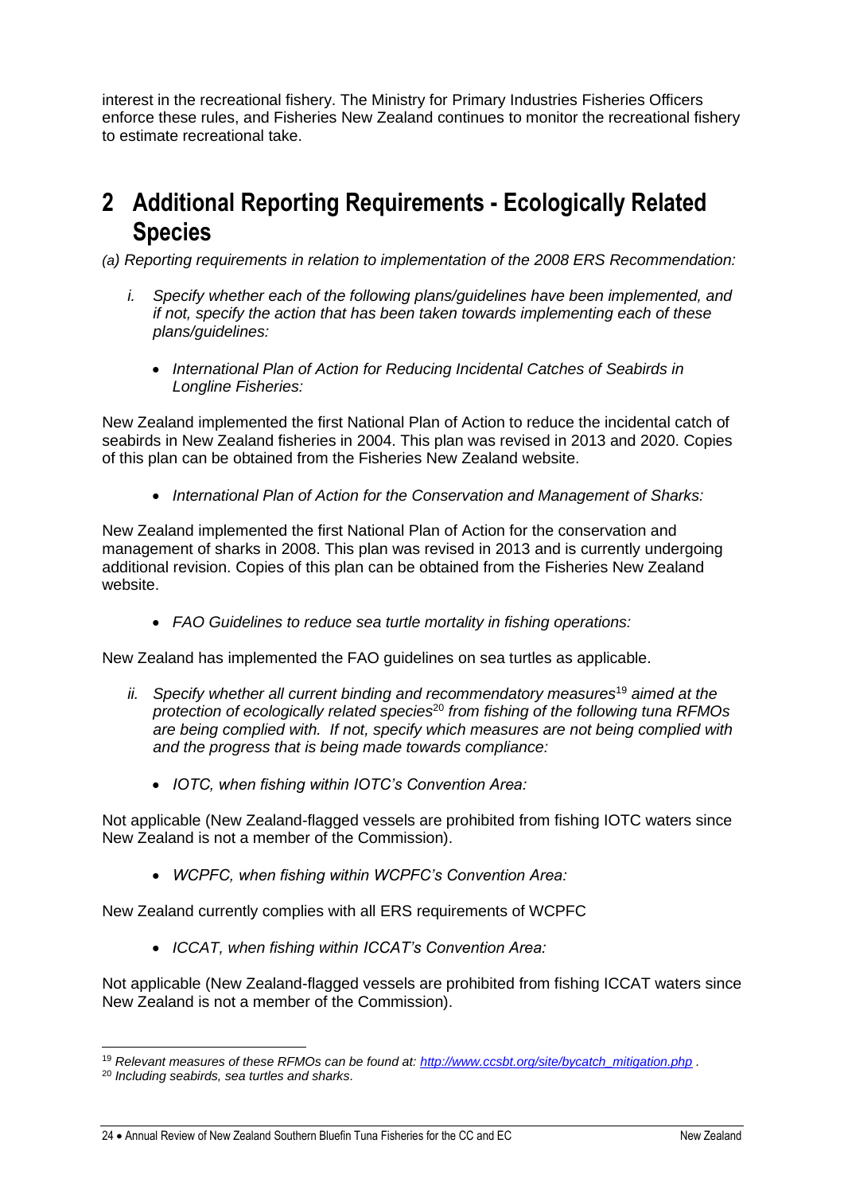interest in the recreational fishery. The Ministry for Primary Industries Fisheries Officers enforce these rules, and Fisheries New Zealand continues to monitor the recreational fishery to estimate recreational take.

# 2 Additional Reporting Requirements - Ecologically Related Species

*(a) Reporting requirements in relation to implementation of the 2008 ERS Recommendation:*

*i. Specify whether each of the following plans/guidelines have been implemented, and if not, specify the action that has been taken towards implementing each of these plans/guidelines:*

- *International Plan of Action for Reducing Incidental Catches of Seabirds in Longline Fisheries:*

New Zealand implemented the first National Plan of Action to reduce the incidental catch of seabirds in New Zealand fisheries in 2004. This plan was revised in 2013 and 2020. Copies of this plan can be obtained from the Fisheries New Zealand website.

- *International Plan of Action for the Conservation and Management of Sharks:*

New Zealand implemented the first National Plan of Action for the conservation and management of sharks in 2008. This plan was revised in 2013 and is currently undergoing additional revision. Copies of this plan can be obtained from the Fisheries New Zealand website.

- *FAO Guidelines to reduce sea turtle mortality in fishing operations:*

New Zealand has implemented the FAO guidelines on sea turtles as applicable.

*ii. Specify whether all current binding and recommendatory measures[19] aimed at the protection of ecologically related species[20] from fishing of the following tuna RFMOs are being complied with. If not, specify which measures are not being complied with and the progress that is being made towards compliance:*

- *IOTC, when fishing within IOTC's Convention Area:*

Not applicable (New Zealand-flagged vessels are prohibited from fishing IOTC waters since New Zealand is not a member of the Commission).

- *WCPFC, when fishing within WCPFC's Convention Area:*

New Zealand currently complies with all ERS requirements of WCPFC

- *ICCAT, when fishing within ICCAT's Convention Area:*

Not applicable (New Zealand-flagged vessels are prohibited from fishing ICCAT waters since New Zealand is not a member of the Commission).

[19] *Relevant measures of these RFMOs can be found at: http://www.ccsbt.org/site/bycatch_mitigation.php .*

[20] *Including seabirds, sea turtles and sharks.*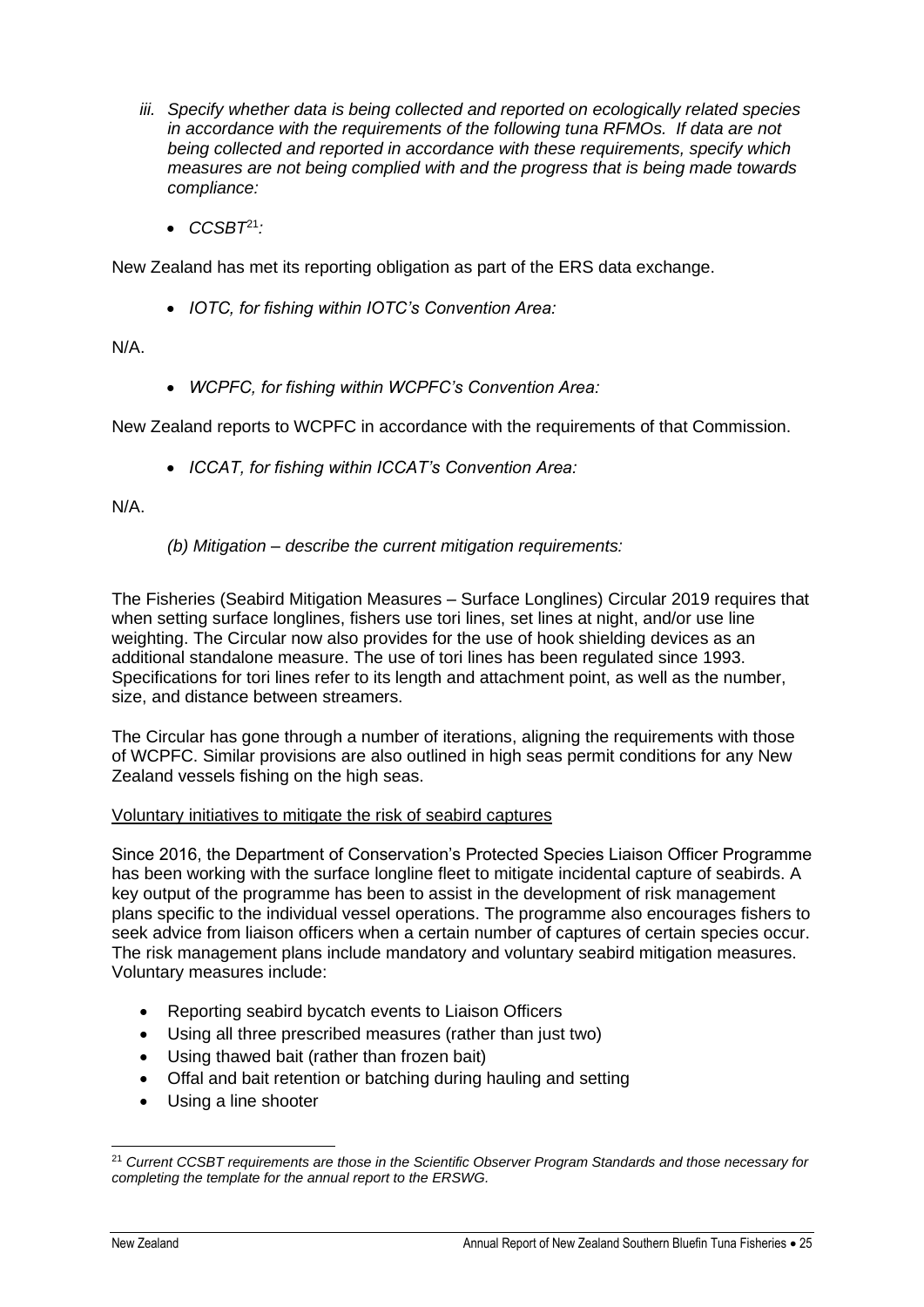*iii. Specify whether data is being collected and reported on ecologically related species in accordance with the requirements of the following tuna RFMOs. If data are not being collected and reported in accordance with these requirements, specify which measures are not being complied with and the progress that is being made towards compliance:*

- *CCSBT*[21]*:*

New Zealand has met its reporting obligation as part of the ERS data exchange.

- *IOTC, for fishing within IOTC's Convention Area:*

N/A.

- *WCPFC, for fishing within WCPFC's Convention Area:*

New Zealand reports to WCPFC in accordance with the requirements of that Commission.

- *ICCAT, for fishing within ICCAT's Convention Area:*

N/A.

*(b) Mitigation – describe the current mitigation requirements:*

The Fisheries (Seabird Mitigation Measures – Surface Longlines) Circular 2019 requires that when setting surface longlines, fishers use tori lines, set lines at night, and/or use line weighting. The Circular now also provides for the use of hook shielding devices as an additional standalone measure. The use of tori lines has been regulated since 1993. Specifications for tori lines refer to its length and attachment point, as well as the number, size, and distance between streamers.

The Circular has gone through a number of iterations, aligning the requirements with those of WCPFC. Similar provisions are also outlined in high seas permit conditions for any New Zealand vessels fishing on the high seas.

<u>Voluntary initiatives to mitigate the risk of seabird captures</u>

Since 2016, the Department of Conservation's Protected Species Liaison Officer Programme has been working with the surface longline fleet to mitigate incidental capture of seabirds. A key output of the programme has been to assist in the development of risk management plans specific to the individual vessel operations. The programme also encourages fishers to seek advice from liaison officers when a certain number of captures of certain species occur. The risk management plans include mandatory and voluntary seabird mitigation measures. Voluntary measures include:

- Reporting seabird bycatch events to Liaison Officers
- Using all three prescribed measures (rather than just two)
- Using thawed bait (rather than frozen bait)
- Offal and bait retention or batching during hauling and setting
- Using a line shooter

[21] *Current CCSBT requirements are those in the Scientific Observer Program Standards and those necessary for completing the template for the annual report to the ERSWG.*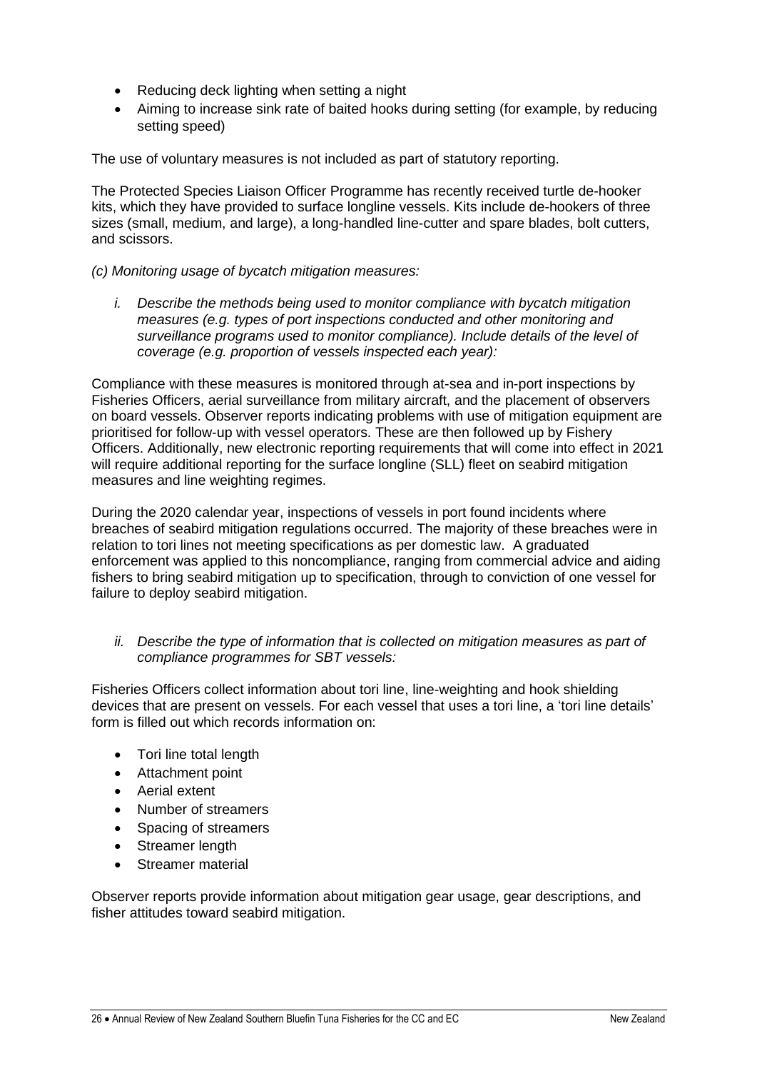- Reducing deck lighting when setting a night
- Aiming to increase sink rate of baited hooks during setting (for example, by reducing setting speed)

The use of voluntary measures is not included as part of statutory reporting.

The Protected Species Liaison Officer Programme has recently received turtle de-hooker kits, which they have provided to surface longline vessels. Kits include de-hookers of three sizes (small, medium, and large), a long-handled line-cutter and spare blades, bolt cutters, and scissors.

*(c) Monitoring usage of bycatch mitigation measures:*

*i. Describe the methods being used to monitor compliance with bycatch mitigation measures (e.g. types of port inspections conducted and other monitoring and surveillance programs used to monitor compliance). Include details of the level of coverage (e.g. proportion of vessels inspected each year):*

Compliance with these measures is monitored through at-sea and in-port inspections by Fisheries Officers, aerial surveillance from military aircraft, and the placement of observers on board vessels. Observer reports indicating problems with use of mitigation equipment are prioritised for follow-up with vessel operators. These are then followed up by Fishery Officers. Additionally, new electronic reporting requirements that will come into effect in 2021 will require additional reporting for the surface longline (SLL) fleet on seabird mitigation measures and line weighting regimes.

During the 2020 calendar year, inspections of vessels in port found incidents where breaches of seabird mitigation regulations occurred. The majority of these breaches were in relation to tori lines not meeting specifications as per domestic law. A graduated enforcement was applied to this noncompliance, ranging from commercial advice and aiding fishers to bring seabird mitigation up to specification, through to conviction of one vessel for failure to deploy seabird mitigation.

*ii. Describe the type of information that is collected on mitigation measures as part of compliance programmes for SBT vessels:*

Fisheries Officers collect information about tori line, line-weighting and hook shielding devices that are present on vessels. For each vessel that uses a tori line, a 'tori line details' form is filled out which records information on:

- Tori line total length
- Attachment point
- Aerial extent
- Number of streamers
- Spacing of streamers
- Streamer length
- Streamer material

Observer reports provide information about mitigation gear usage, gear descriptions, and fisher attitudes toward seabird mitigation.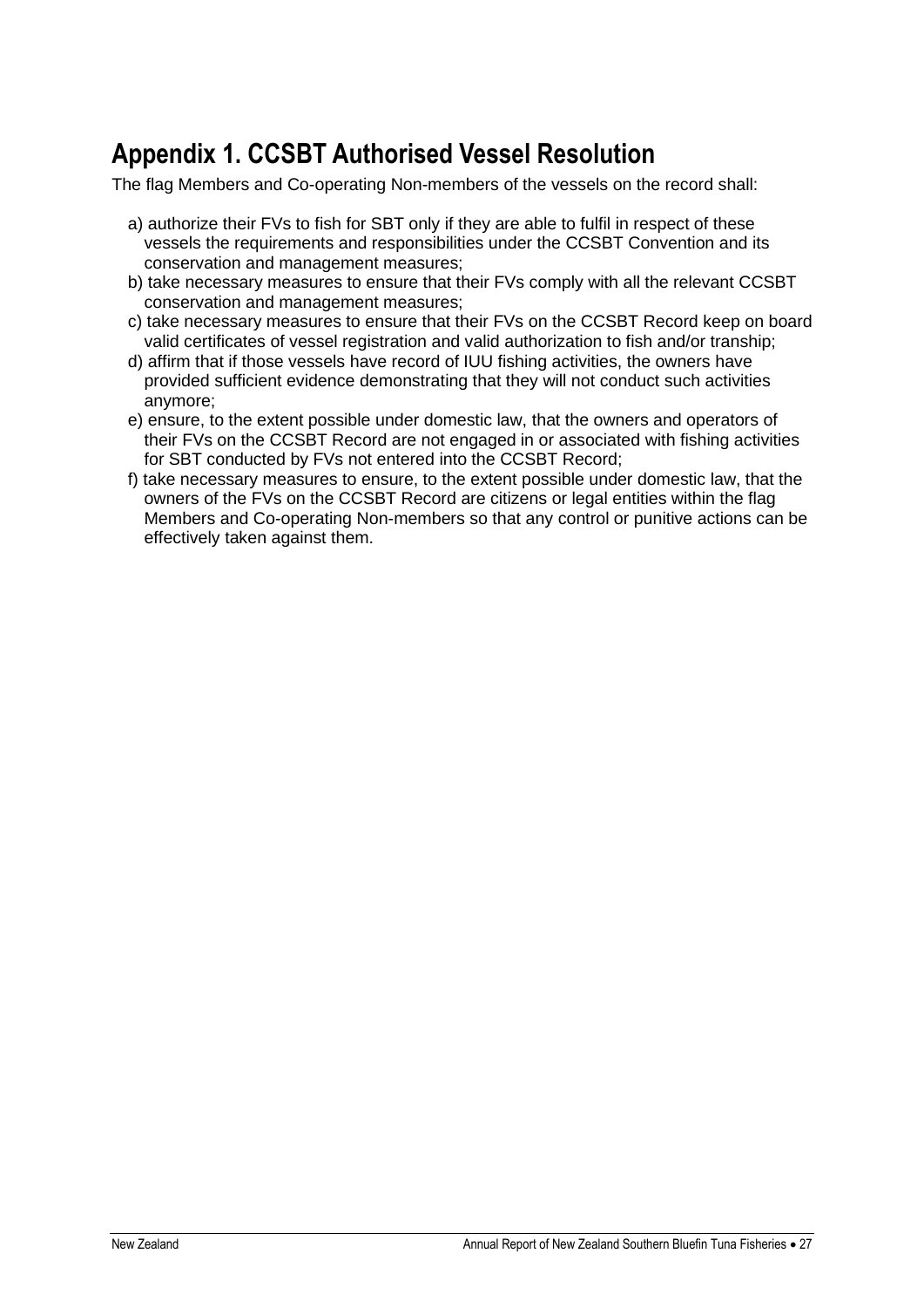# Appendix 1. CCSBT Authorised Vessel Resolution

The flag Members and Co-operating Non-members of the vessels on the record shall:

a) authorize their FVs to fish for SBT only if they are able to fulfil in respect of these vessels the requirements and responsibilities under the CCSBT Convention and its conservation and management measures;

b) take necessary measures to ensure that their FVs comply with all the relevant CCSBT conservation and management measures;

c) take necessary measures to ensure that their FVs on the CCSBT Record keep on board valid certificates of vessel registration and valid authorization to fish and/or tranship;

d) affirm that if those vessels have record of IUU fishing activities, the owners have provided sufficient evidence demonstrating that they will not conduct such activities anymore;

e) ensure, to the extent possible under domestic law, that the owners and operators of their FVs on the CCSBT Record are not engaged in or associated with fishing activities for SBT conducted by FVs not entered into the CCSBT Record;

f) take necessary measures to ensure, to the extent possible under domestic law, that the owners of the FVs on the CCSBT Record are citizens or legal entities within the flag Members and Co-operating Non-members so that any control or punitive actions can be effectively taken against them.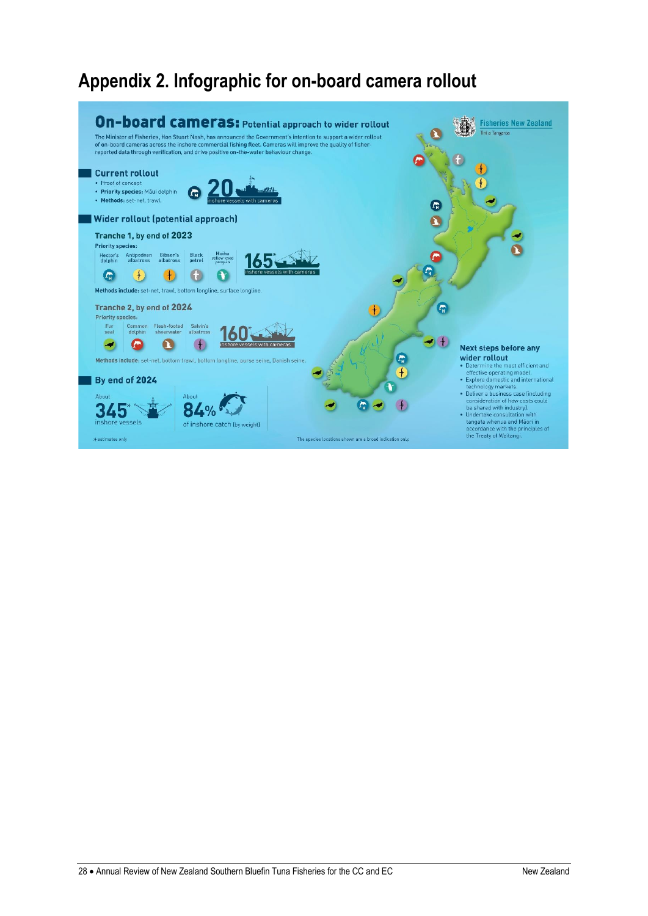# Appendix 2. Infographic for on-board camera rollout

**On-board cameras:** Potential approach to wider rollout

Fisheries New Zealand
Tini a Tangaroa

The Minister of Fisheries, Hon Stuart Nash, has announced the Government's intention to support a wider rollout of on-board cameras across the inshore commercial fishing fleet. Cameras will improve the quality of fisher-reported data through verification, and drive positive on-the-water behaviour change.

**Current rollout**

- Proof of concept
- **Priority species:** Māui dolphin
- **Methods:** set-net, trawl.

20 inshore vessels with cameras

**Wider rollout (potential approach)**

**Tranche 1, by end of 2023**

Priority species:

Hector's dolphin, Antipodean albatross, Gibson's albatross, Black petrel, Hoiho yellow-eyed penguin

165* inshore vessels with cameras

Methods include: set-net, trawl, bottom longline, surface longline.

**Tranche 2, by end of 2024**

Priority species:

Fur seal, Common dolphin, Flesh-footed shearwater, Salvin's albatross

160* inshore vessels with cameras

Methods include: set-net, bottom trawl, bottom longline, purse seine, Danish seine.

**By end of 2024**

About 345* inshore vessels

About 84% of inshore catch (by weight)

**Next steps before any wider rollout**

- Determine the most efficient and effective operating model.
- Explore domestic and international technology markets.
- Deliver a business case (including consideration of how costs could be shared with industry).
- Undertake consultation with tangata whenua and Māori in accordance with the principles of the Treaty of Waitangi.

* estimates only

The species locations shown are a broad indication only.